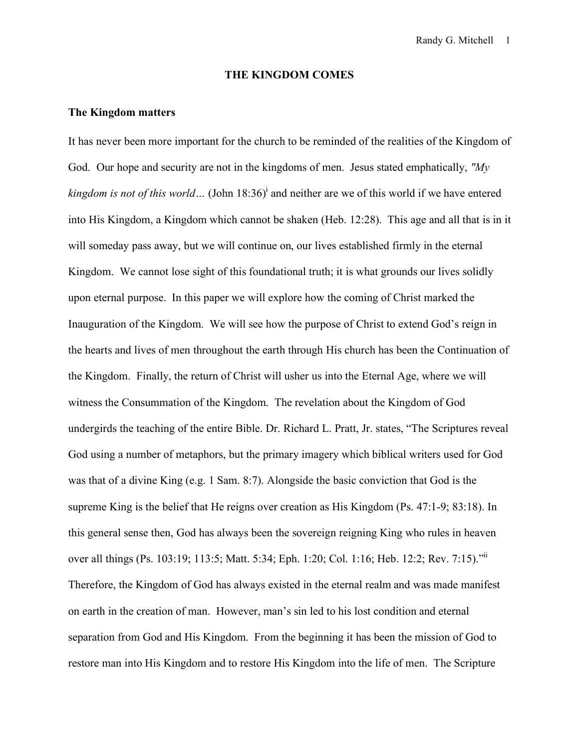# THE KINGDOM COMES

## The Kingdom matters

It has never been more important for the church to be reminded of the realities of the Kingdom of God. Our hope and security are not in the kingdoms of men. Jesus stated emphatically, *"My kingdom is not of this world…* (John 18:36)[i] and neither are we of this world if we have entered into His Kingdom, a Kingdom which cannot be shaken (Heb. 12:28). This age and all that is in it will someday pass away, but we will continue on, our lives established firmly in the eternal Kingdom. We cannot lose sight of this foundational truth; it is what grounds our lives solidly upon eternal purpose. In this paper we will explore how the coming of Christ marked the Inauguration of the Kingdom. We will see how the purpose of Christ to extend God's reign in the hearts and lives of men throughout the earth through His church has been the Continuation of the Kingdom. Finally, the return of Christ will usher us into the Eternal Age, where we will witness the Consummation of the Kingdom. The revelation about the Kingdom of God undergirds the teaching of the entire Bible. Dr. Richard L. Pratt, Jr. states, "The Scriptures reveal God using a number of metaphors, but the primary imagery which biblical writers used for God was that of a divine King (e.g. 1 Sam. 8:7). Alongside the basic conviction that God is the supreme King is the belief that He reigns over creation as His Kingdom (Ps. 47:1-9; 83:18). In this general sense then, God has always been the sovereign reigning King who rules in heaven over all things (Ps. 103:19; 113:5; Matt. 5:34; Eph. 1:20; Col. 1:16; Heb. 12:2; Rev. 7:15)."[ii] Therefore, the Kingdom of God has always existed in the eternal realm and was made manifest on earth in the creation of man. However, man's sin led to his lost condition and eternal separation from God and His Kingdom. From the beginning it has been the mission of God to restore man into His Kingdom and to restore His Kingdom into the life of men. The Scripture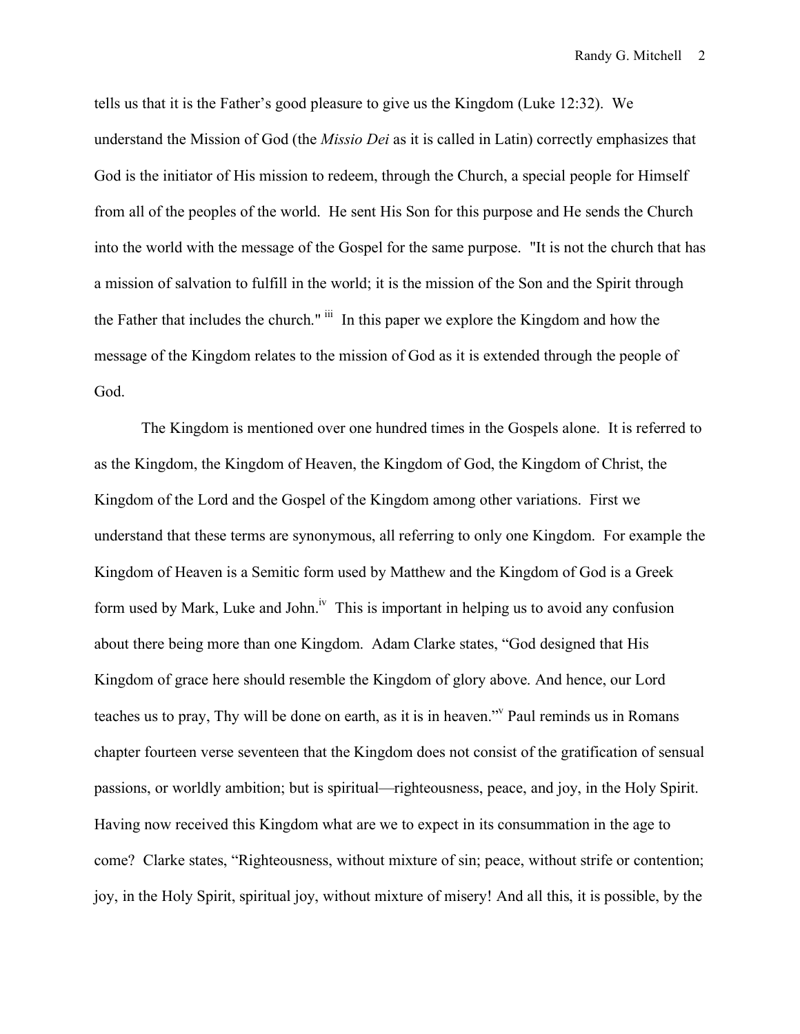tells us that it is the Father's good pleasure to give us the Kingdom (Luke 12:32). We understand the Mission of God (the *Missio Dei* as it is called in Latin) correctly emphasizes that God is the initiator of His mission to redeem, through the Church, a special people for Himself from all of the peoples of the world. He sent His Son for this purpose and He sends the Church into the world with the message of the Gospel for the same purpose. "It is not the church that has a mission of salvation to fulfill in the world; it is the mission of the Son and the Spirit through the Father that includes the church." [iii] In this paper we explore the Kingdom and how the message of the Kingdom relates to the mission of God as it is extended through the people of God.

The Kingdom is mentioned over one hundred times in the Gospels alone. It is referred to as the Kingdom, the Kingdom of Heaven, the Kingdom of God, the Kingdom of Christ, the Kingdom of the Lord and the Gospel of the Kingdom among other variations. First we understand that these terms are synonymous, all referring to only one Kingdom. For example the Kingdom of Heaven is a Semitic form used by Matthew and the Kingdom of God is a Greek form used by Mark, Luke and John.[iv] This is important in helping us to avoid any confusion about there being more than one Kingdom. Adam Clarke states, "God designed that His Kingdom of grace here should resemble the Kingdom of glory above. And hence, our Lord teaches us to pray, Thy will be done on earth, as it is in heaven."[v] Paul reminds us in Romans chapter fourteen verse seventeen that the Kingdom does not consist of the gratification of sensual passions, or worldly ambition; but is spiritual—righteousness, peace, and joy, in the Holy Spirit. Having now received this Kingdom what are we to expect in its consummation in the age to come? Clarke states, "Righteousness, without mixture of sin; peace, without strife or contention; joy, in the Holy Spirit, spiritual joy, without mixture of misery! And all this, it is possible, by the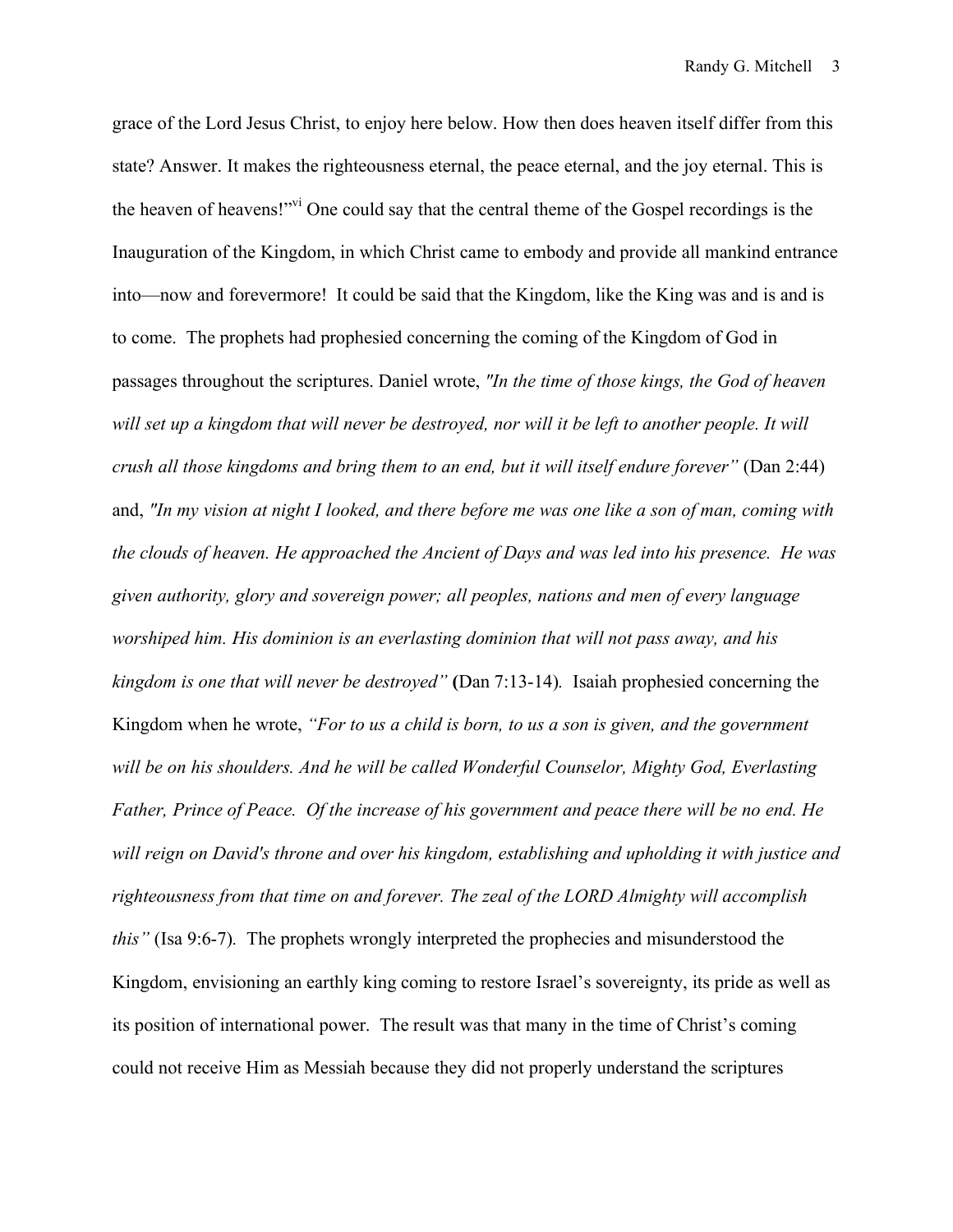grace of the Lord Jesus Christ, to enjoy here below. How then does heaven itself differ from this state? Answer. It makes the righteousness eternal, the peace eternal, and the joy eternal. This is the heaven of heavens!"[vi] One could say that the central theme of the Gospel recordings is the Inauguration of the Kingdom, in which Christ came to embody and provide all mankind entrance into—now and forevermore! It could be said that the Kingdom, like the King was and is and is to come. The prophets had prophesied concerning the coming of the Kingdom of God in passages throughout the scriptures. Daniel wrote, *"In the time of those kings, the God of heaven will set up a kingdom that will never be destroyed, nor will it be left to another people. It will crush all those kingdoms and bring them to an end, but it will itself endure forever"* (Dan 2:44) and, *"In my vision at night I looked, and there before me was one like a son of man, coming with the clouds of heaven. He approached the Ancient of Days and was led into his presence. He was given authority, glory and sovereign power; all peoples, nations and men of every language worshiped him. His dominion is an everlasting dominion that will not pass away, and his kingdom is one that will never be destroyed"* **(**Dan 7:13-14). Isaiah prophesied concerning the Kingdom when he wrote, *"For to us a child is born, to us a son is given, and the government will be on his shoulders. And he will be called Wonderful Counselor, Mighty God, Everlasting Father, Prince of Peace. Of the increase of his government and peace there will be no end. He will reign on David's throne and over his kingdom, establishing and upholding it with justice and righteousness from that time on and forever. The zeal of the LORD Almighty will accomplish this"* (Isa 9:6-7). The prophets wrongly interpreted the prophecies and misunderstood the Kingdom, envisioning an earthly king coming to restore Israel's sovereignty, its pride as well as its position of international power. The result was that many in the time of Christ's coming could not receive Him as Messiah because they did not properly understand the scriptures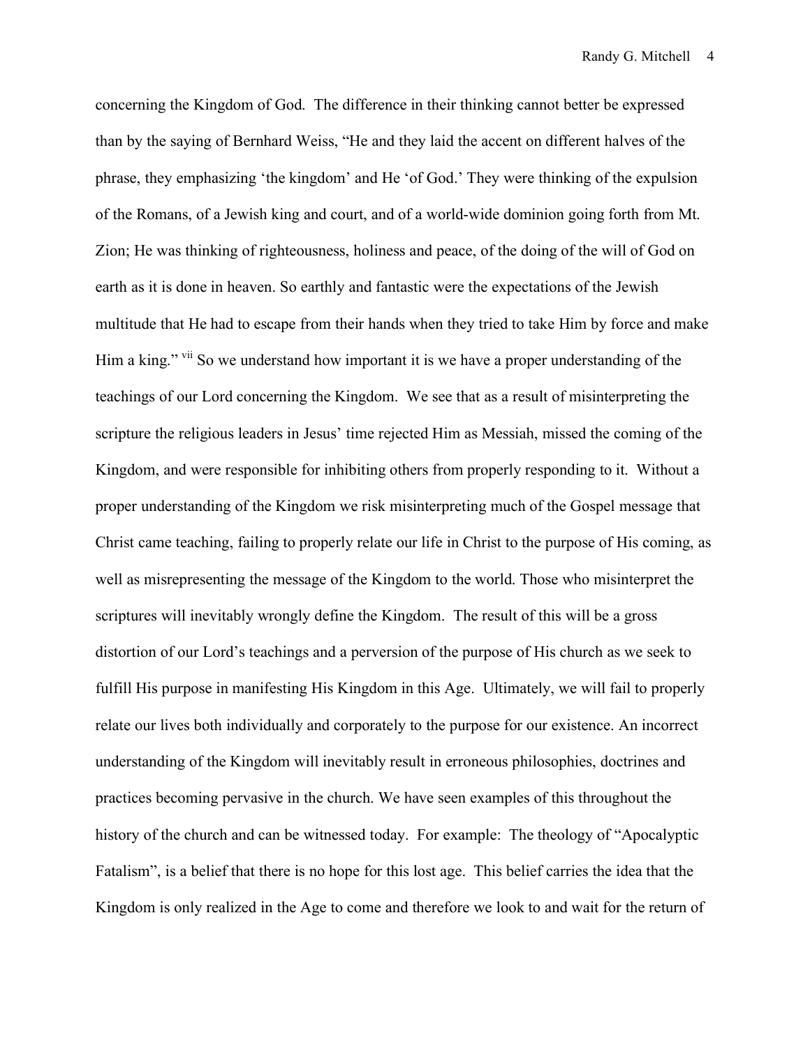concerning the Kingdom of God. The difference in their thinking cannot better be expressed than by the saying of Bernhard Weiss, "He and they laid the accent on different halves of the phrase, they emphasizing 'the kingdom' and He 'of God.' They were thinking of the expulsion of the Romans, of a Jewish king and court, and of a world-wide dominion going forth from Mt. Zion; He was thinking of righteousness, holiness and peace, of the doing of the will of God on earth as it is done in heaven. So earthly and fantastic were the expectations of the Jewish multitude that He had to escape from their hands when they tried to take Him by force and make Him a king." [vii] So we understand how important it is we have a proper understanding of the teachings of our Lord concerning the Kingdom. We see that as a result of misinterpreting the scripture the religious leaders in Jesus' time rejected Him as Messiah, missed the coming of the Kingdom, and were responsible for inhibiting others from properly responding to it. Without a proper understanding of the Kingdom we risk misinterpreting much of the Gospel message that Christ came teaching, failing to properly relate our life in Christ to the purpose of His coming, as well as misrepresenting the message of the Kingdom to the world. Those who misinterpret the scriptures will inevitably wrongly define the Kingdom. The result of this will be a gross distortion of our Lord's teachings and a perversion of the purpose of His church as we seek to fulfill His purpose in manifesting His Kingdom in this Age. Ultimately, we will fail to properly relate our lives both individually and corporately to the purpose for our existence. An incorrect understanding of the Kingdom will inevitably result in erroneous philosophies, doctrines and practices becoming pervasive in the church. We have seen examples of this throughout the history of the church and can be witnessed today. For example: The theology of "Apocalyptic Fatalism", is a belief that there is no hope for this lost age. This belief carries the idea that the Kingdom is only realized in the Age to come and therefore we look to and wait for the return of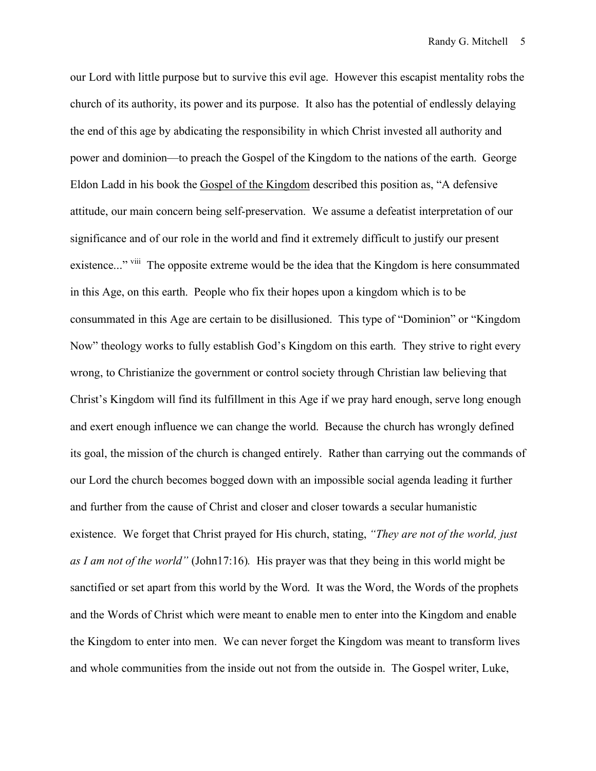our Lord with little purpose but to survive this evil age. However this escapist mentality robs the church of its authority, its power and its purpose. It also has the potential of endlessly delaying the end of this age by abdicating the responsibility in which Christ invested all authority and power and dominion—to preach the Gospel of the Kingdom to the nations of the earth. George Eldon Ladd in his book the Gospel of the Kingdom described this position as, "A defensive attitude, our main concern being self-preservation. We assume a defeatist interpretation of our significance and of our role in the world and find it extremely difficult to justify our present existence..." [viii] The opposite extreme would be the idea that the Kingdom is here consummated in this Age, on this earth. People who fix their hopes upon a kingdom which is to be consummated in this Age are certain to be disillusioned. This type of "Dominion" or "Kingdom Now" theology works to fully establish God's Kingdom on this earth. They strive to right every wrong, to Christianize the government or control society through Christian law believing that Christ's Kingdom will find its fulfillment in this Age if we pray hard enough, serve long enough and exert enough influence we can change the world. Because the church has wrongly defined its goal, the mission of the church is changed entirely. Rather than carrying out the commands of our Lord the church becomes bogged down with an impossible social agenda leading it further and further from the cause of Christ and closer and closer towards a secular humanistic existence. We forget that Christ prayed for His church, stating, *"They are not of the world, just as I am not of the world"* (John17:16). His prayer was that they being in this world might be sanctified or set apart from this world by the Word. It was the Word, the Words of the prophets and the Words of Christ which were meant to enable men to enter into the Kingdom and enable the Kingdom to enter into men. We can never forget the Kingdom was meant to transform lives and whole communities from the inside out not from the outside in. The Gospel writer, Luke,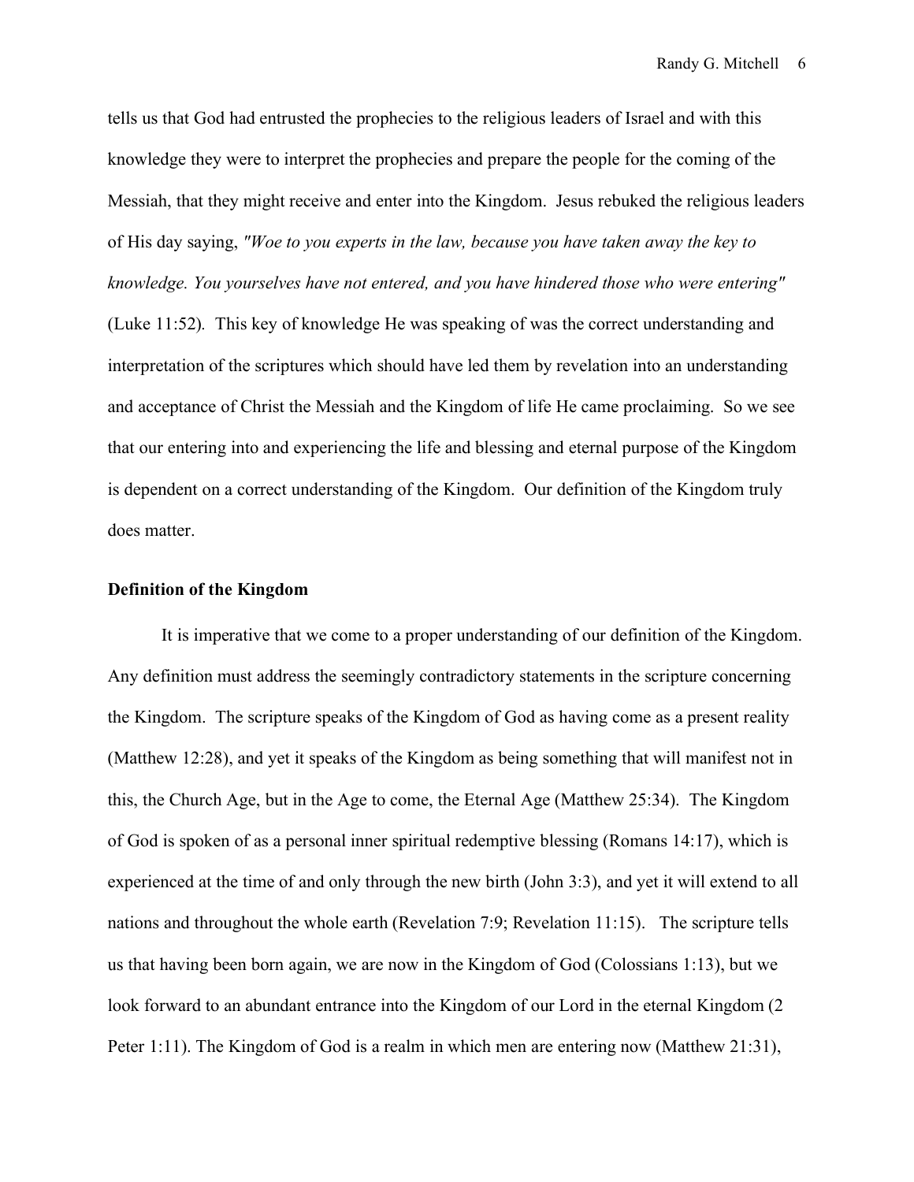tells us that God had entrusted the prophecies to the religious leaders of Israel and with this knowledge they were to interpret the prophecies and prepare the people for the coming of the Messiah, that they might receive and enter into the Kingdom. Jesus rebuked the religious leaders of His day saying, *"Woe to you experts in the law, because you have taken away the key to knowledge. You yourselves have not entered, and you have hindered those who were entering"* (Luke 11:52). This key of knowledge He was speaking of was the correct understanding and interpretation of the scriptures which should have led them by revelation into an understanding and acceptance of Christ the Messiah and the Kingdom of life He came proclaiming. So we see that our entering into and experiencing the life and blessing and eternal purpose of the Kingdom is dependent on a correct understanding of the Kingdom. Our definition of the Kingdom truly does matter.

**Definition of the Kingdom**

It is imperative that we come to a proper understanding of our definition of the Kingdom. Any definition must address the seemingly contradictory statements in the scripture concerning the Kingdom. The scripture speaks of the Kingdom of God as having come as a present reality (Matthew 12:28), and yet it speaks of the Kingdom as being something that will manifest not in this, the Church Age, but in the Age to come, the Eternal Age (Matthew 25:34). The Kingdom of God is spoken of as a personal inner spiritual redemptive blessing (Romans 14:17), which is experienced at the time of and only through the new birth (John 3:3), and yet it will extend to all nations and throughout the whole earth (Revelation 7:9; Revelation 11:15). The scripture tells us that having been born again, we are now in the Kingdom of God (Colossians 1:13), but we look forward to an abundant entrance into the Kingdom of our Lord in the eternal Kingdom (2 Peter 1:11). The Kingdom of God is a realm in which men are entering now (Matthew 21:31),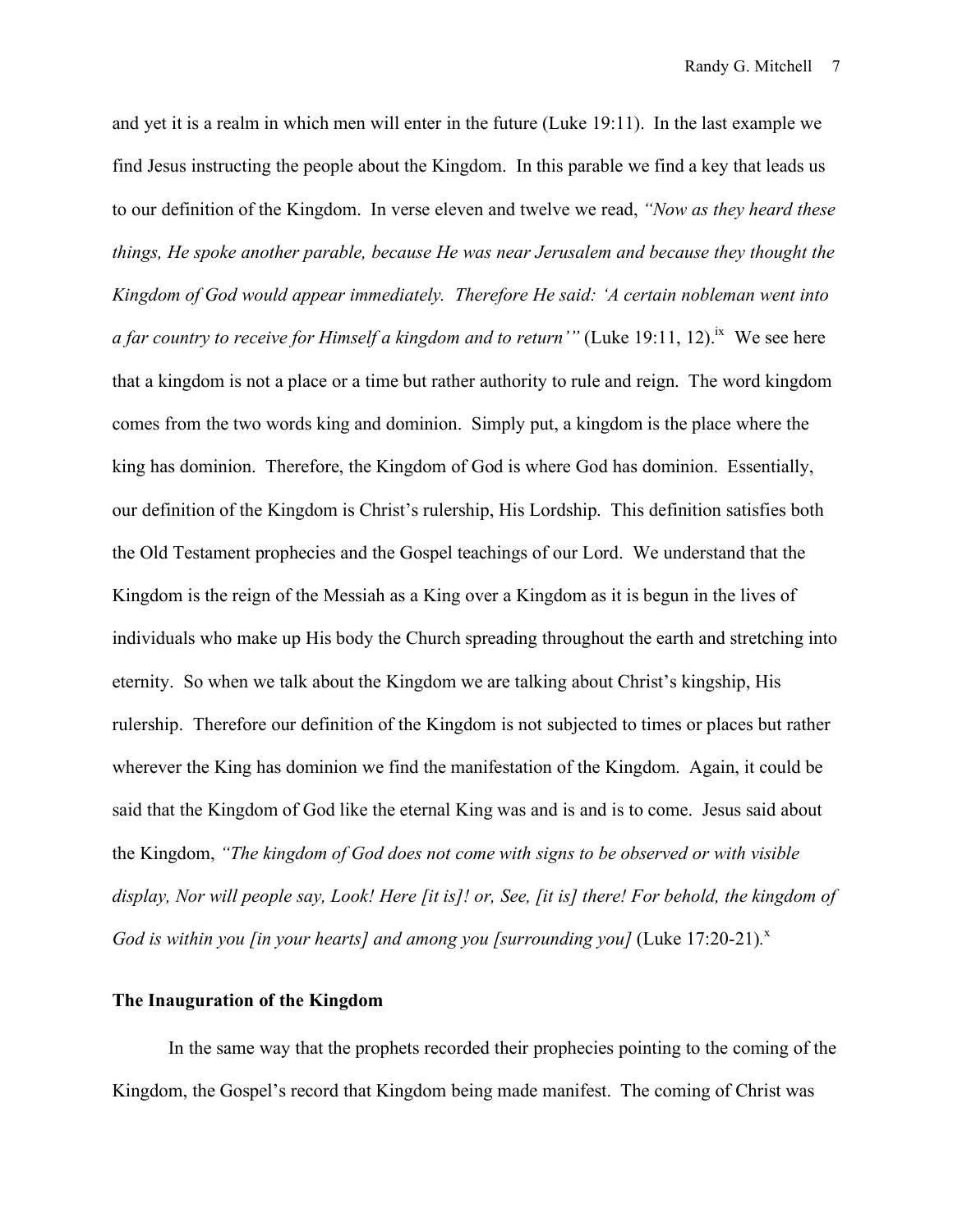and yet it is a realm in which men will enter in the future (Luke 19:11). In the last example we find Jesus instructing the people about the Kingdom. In this parable we find a key that leads us to our definition of the Kingdom. In verse eleven and twelve we read, *"Now as they heard these things, He spoke another parable, because He was near Jerusalem and because they thought the Kingdom of God would appear immediately. Therefore He said: 'A certain nobleman went into a far country to receive for Himself a kingdom and to return'"* (Luke 19:11, 12).[ix] We see here that a kingdom is not a place or a time but rather authority to rule and reign. The word kingdom comes from the two words king and dominion. Simply put, a kingdom is the place where the king has dominion. Therefore, the Kingdom of God is where God has dominion. Essentially, our definition of the Kingdom is Christ's rulership, His Lordship. This definition satisfies both the Old Testament prophecies and the Gospel teachings of our Lord. We understand that the Kingdom is the reign of the Messiah as a King over a Kingdom as it is begun in the lives of individuals who make up His body the Church spreading throughout the earth and stretching into eternity. So when we talk about the Kingdom we are talking about Christ's kingship, His rulership. Therefore our definition of the Kingdom is not subjected to times or places but rather wherever the King has dominion we find the manifestation of the Kingdom. Again, it could be said that the Kingdom of God like the eternal King was and is and is to come. Jesus said about the Kingdom, *"The kingdom of God does not come with signs to be observed or with visible display, Nor will people say, Look! Here [it is]! or, See, [it is] there! For behold, the kingdom of God is within you [in your hearts] and among you [surrounding you]* (Luke 17:20-21).[x]

**The Inauguration of the Kingdom**

In the same way that the prophets recorded their prophecies pointing to the coming of the Kingdom, the Gospel's record that Kingdom being made manifest. The coming of Christ was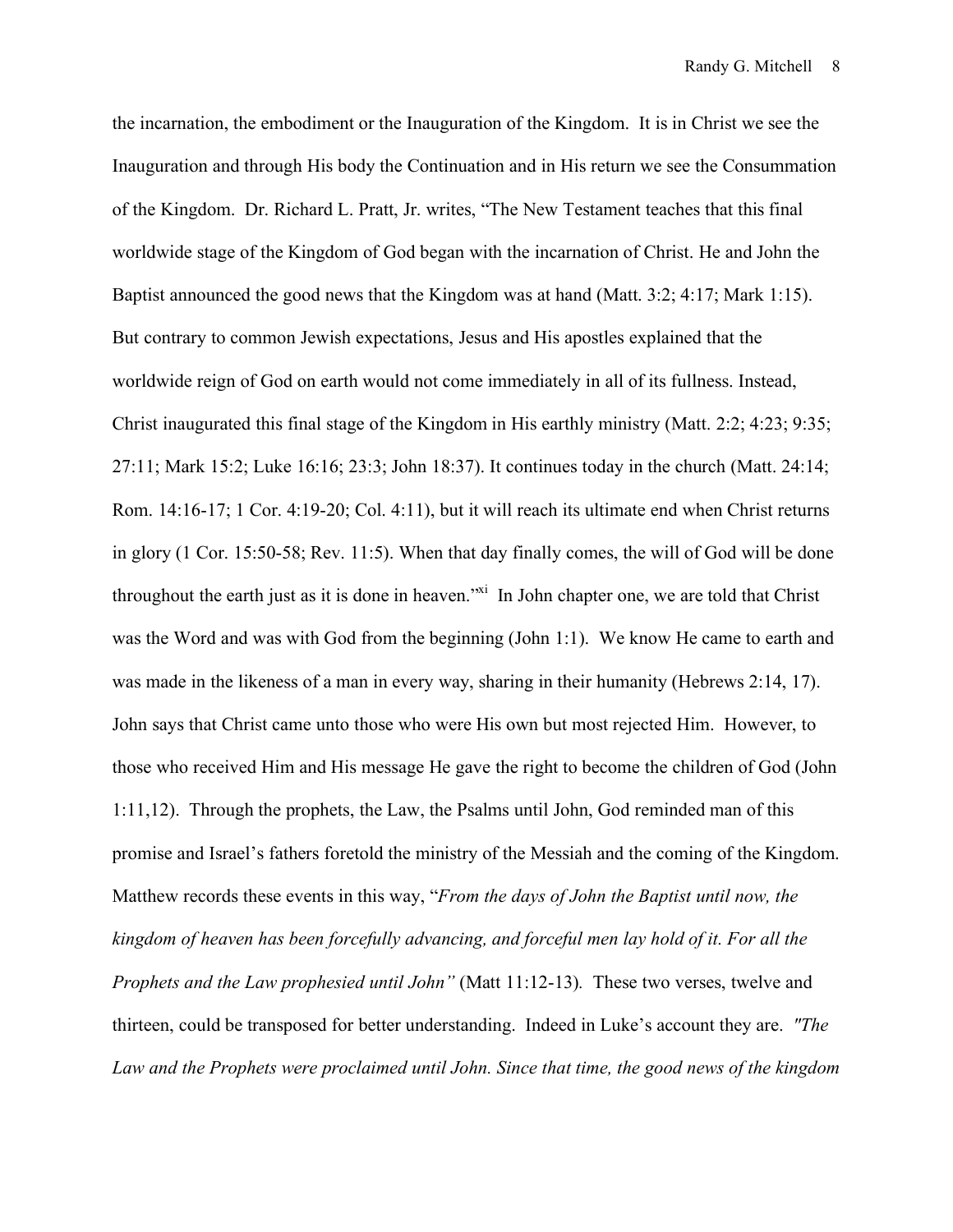the incarnation, the embodiment or the Inauguration of the Kingdom. It is in Christ we see the Inauguration and through His body the Continuation and in His return we see the Consummation of the Kingdom. Dr. Richard L. Pratt, Jr. writes, "The New Testament teaches that this final worldwide stage of the Kingdom of God began with the incarnation of Christ. He and John the Baptist announced the good news that the Kingdom was at hand (Matt. 3:2; 4:17; Mark 1:15). But contrary to common Jewish expectations, Jesus and His apostles explained that the worldwide reign of God on earth would not come immediately in all of its fullness. Instead, Christ inaugurated this final stage of the Kingdom in His earthly ministry (Matt. 2:2; 4:23; 9:35; 27:11; Mark 15:2; Luke 16:16; 23:3; John 18:37). It continues today in the church (Matt. 24:14; Rom. 14:16-17; 1 Cor. 4:19-20; Col. 4:11), but it will reach its ultimate end when Christ returns in glory (1 Cor. 15:50-58; Rev. 11:5). When that day finally comes, the will of God will be done throughout the earth just as it is done in heaven."[xi] In John chapter one, we are told that Christ was the Word and was with God from the beginning (John 1:1). We know He came to earth and was made in the likeness of a man in every way, sharing in their humanity (Hebrews 2:14, 17). John says that Christ came unto those who were His own but most rejected Him. However, to those who received Him and His message He gave the right to become the children of God (John 1:11,12). Through the prophets, the Law, the Psalms until John, God reminded man of this promise and Israel's fathers foretold the ministry of the Messiah and the coming of the Kingdom. Matthew records these events in this way, "*From the days of John the Baptist until now, the kingdom of heaven has been forcefully advancing, and forceful men lay hold of it. For all the Prophets and the Law prophesied until John"* (Matt 11:12-13). These two verses, twelve and thirteen, could be transposed for better understanding. Indeed in Luke's account they are. *"The Law and the Prophets were proclaimed until John. Since that time, the good news of the kingdom*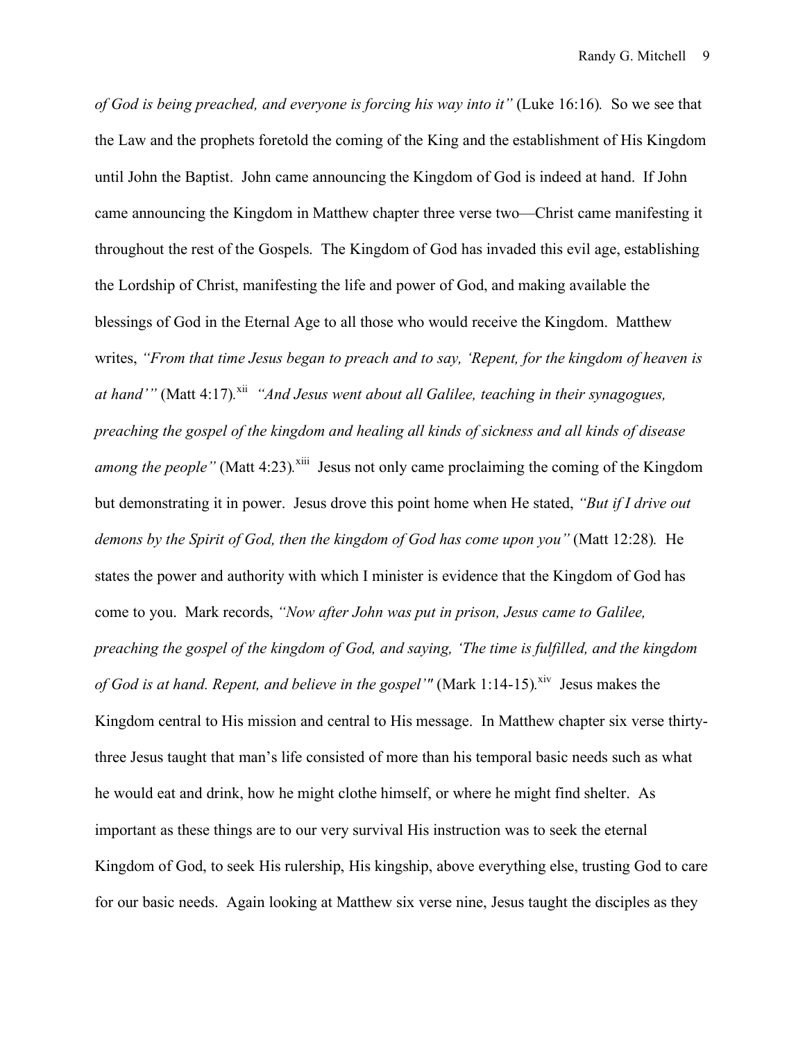*of God is being preached, and everyone is forcing his way into it"* (Luke 16:16). So we see that the Law and the prophets foretold the coming of the King and the establishment of His Kingdom until John the Baptist. John came announcing the Kingdom of God is indeed at hand. If John came announcing the Kingdom in Matthew chapter three verse two—Christ came manifesting it throughout the rest of the Gospels. The Kingdom of God has invaded this evil age, establishing the Lordship of Christ, manifesting the life and power of God, and making available the blessings of God in the Eternal Age to all those who would receive the Kingdom. Matthew writes, *"From that time Jesus began to preach and to say, 'Repent, for the kingdom of heaven is at hand'"* (Matt 4:17).[xii] *"And Jesus went about all Galilee, teaching in their synagogues, preaching the gospel of the kingdom and healing all kinds of sickness and all kinds of disease among the people"* (Matt 4:23).[xiii] Jesus not only came proclaiming the coming of the Kingdom but demonstrating it in power. Jesus drove this point home when He stated, *"But if I drive out demons by the Spirit of God, then the kingdom of God has come upon you"* (Matt 12:28). He states the power and authority with which I minister is evidence that the Kingdom of God has come to you. Mark records, *"Now after John was put in prison, Jesus came to Galilee, preaching the gospel of the kingdom of God, and saying, 'The time is fulfilled, and the kingdom of God is at hand. Repent, and believe in the gospel'"* (Mark 1:14-15).[xiv] Jesus makes the Kingdom central to His mission and central to His message. In Matthew chapter six verse thirty-three Jesus taught that man's life consisted of more than his temporal basic needs such as what he would eat and drink, how he might clothe himself, or where he might find shelter. As important as these things are to our very survival His instruction was to seek the eternal Kingdom of God, to seek His rulership, His kingship, above everything else, trusting God to care for our basic needs. Again looking at Matthew six verse nine, Jesus taught the disciples as they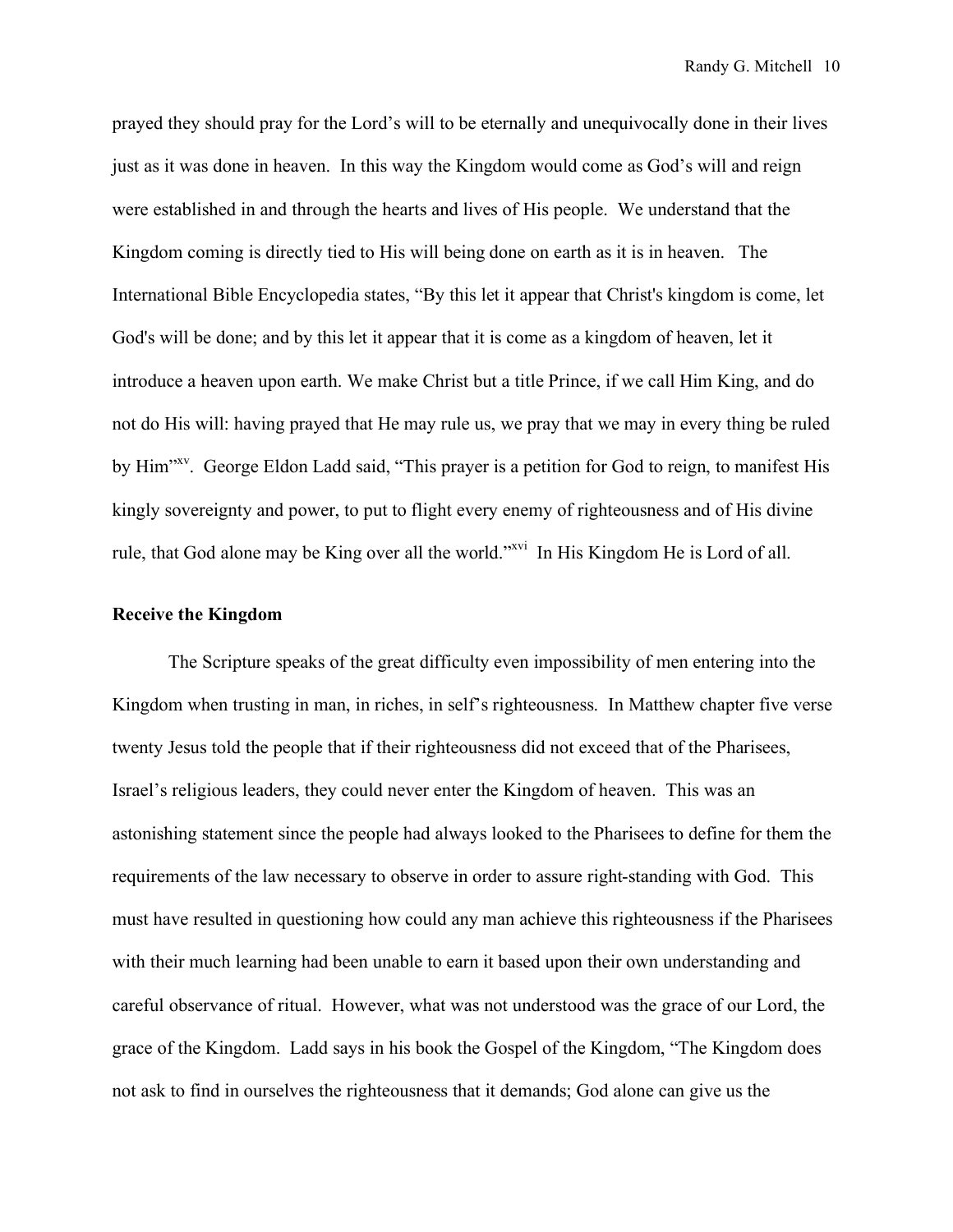prayed they should pray for the Lord's will to be eternally and unequivocally done in their lives just as it was done in heaven. In this way the Kingdom would come as God's will and reign were established in and through the hearts and lives of His people. We understand that the Kingdom coming is directly tied to His will being done on earth as it is in heaven. The International Bible Encyclopedia states, "By this let it appear that Christ's kingdom is come, let God's will be done; and by this let it appear that it is come as a kingdom of heaven, let it introduce a heaven upon earth. We make Christ but a title Prince, if we call Him King, and do not do His will: having prayed that He may rule us, we pray that we may in every thing be ruled by Him"[xv]. George Eldon Ladd said, "This prayer is a petition for God to reign, to manifest His kingly sovereignty and power, to put to flight every enemy of righteousness and of His divine rule, that God alone may be King over all the world."[xvi] In His Kingdom He is Lord of all.

**Receive the Kingdom**

The Scripture speaks of the great difficulty even impossibility of men entering into the Kingdom when trusting in man, in riches, in self's righteousness. In Matthew chapter five verse twenty Jesus told the people that if their righteousness did not exceed that of the Pharisees, Israel's religious leaders, they could never enter the Kingdom of heaven. This was an astonishing statement since the people had always looked to the Pharisees to define for them the requirements of the law necessary to observe in order to assure right-standing with God. This must have resulted in questioning how could any man achieve this righteousness if the Pharisees with their much learning had been unable to earn it based upon their own understanding and careful observance of ritual. However, what was not understood was the grace of our Lord, the grace of the Kingdom. Ladd says in his book the Gospel of the Kingdom, "The Kingdom does not ask to find in ourselves the righteousness that it demands; God alone can give us the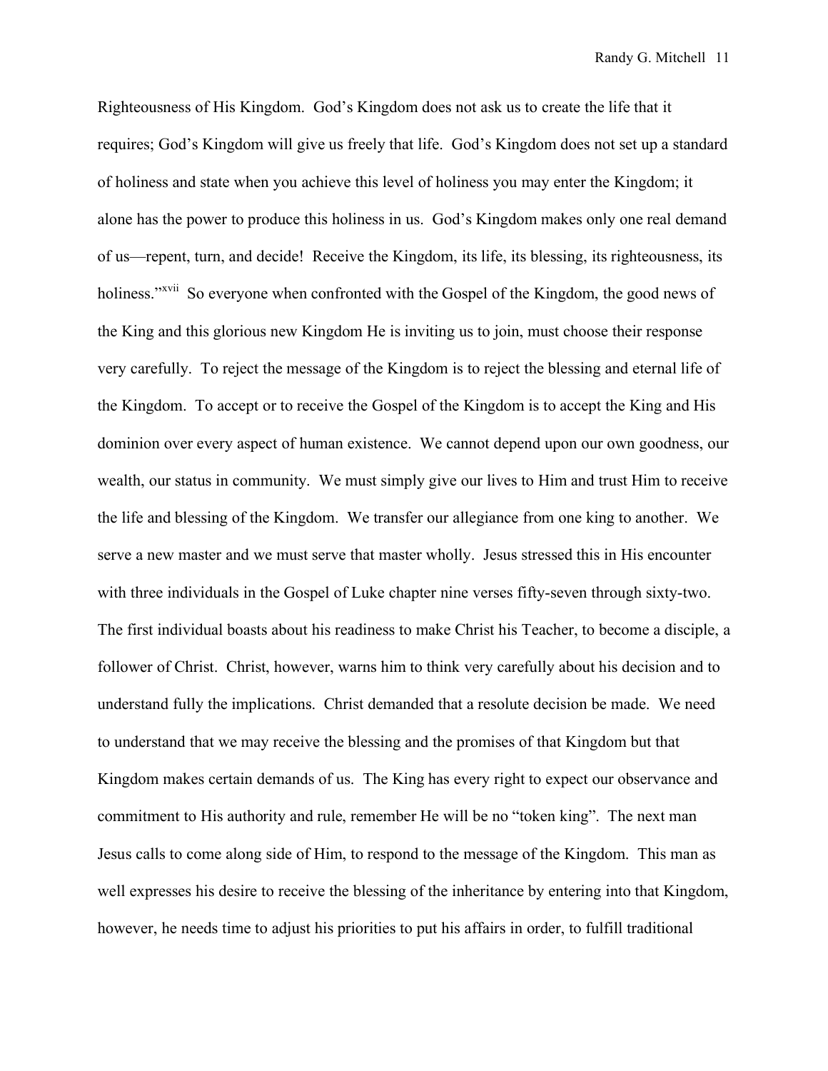Righteousness of His Kingdom. God's Kingdom does not ask us to create the life that it requires; God's Kingdom will give us freely that life. God's Kingdom does not set up a standard of holiness and state when you achieve this level of holiness you may enter the Kingdom; it alone has the power to produce this holiness in us. God's Kingdom makes only one real demand of us—repent, turn, and decide! Receive the Kingdom, its life, its blessing, its righteousness, its holiness."[xvii] So everyone when confronted with the Gospel of the Kingdom, the good news of the King and this glorious new Kingdom He is inviting us to join, must choose their response very carefully. To reject the message of the Kingdom is to reject the blessing and eternal life of the Kingdom. To accept or to receive the Gospel of the Kingdom is to accept the King and His dominion over every aspect of human existence. We cannot depend upon our own goodness, our wealth, our status in community. We must simply give our lives to Him and trust Him to receive the life and blessing of the Kingdom. We transfer our allegiance from one king to another. We serve a new master and we must serve that master wholly. Jesus stressed this in His encounter with three individuals in the Gospel of Luke chapter nine verses fifty-seven through sixty-two. The first individual boasts about his readiness to make Christ his Teacher, to become a disciple, a follower of Christ. Christ, however, warns him to think very carefully about his decision and to understand fully the implications. Christ demanded that a resolute decision be made. We need to understand that we may receive the blessing and the promises of that Kingdom but that Kingdom makes certain demands of us. The King has every right to expect our observance and commitment to His authority and rule, remember He will be no "token king". The next man Jesus calls to come along side of Him, to respond to the message of the Kingdom. This man as well expresses his desire to receive the blessing of the inheritance by entering into that Kingdom, however, he needs time to adjust his priorities to put his affairs in order, to fulfill traditional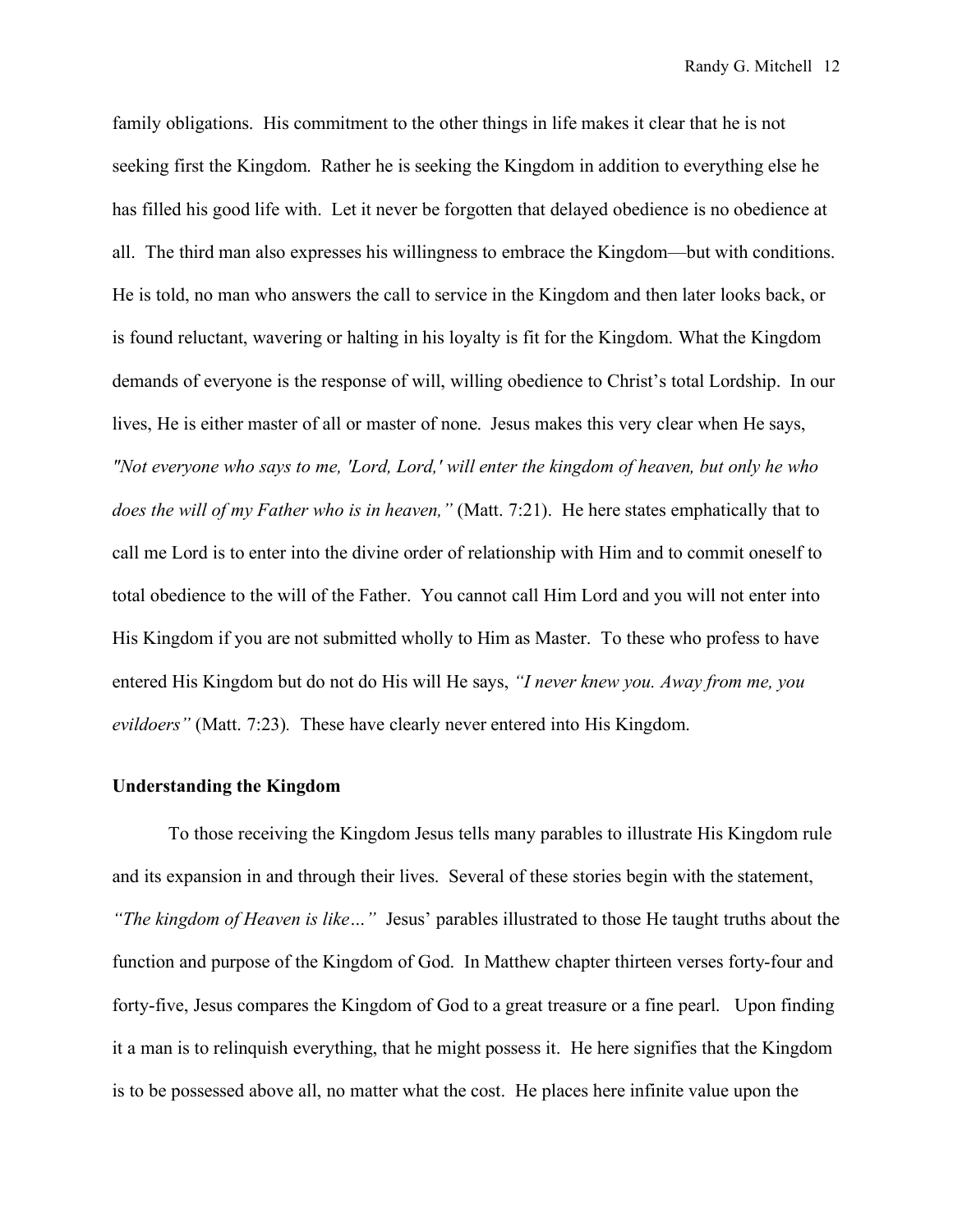family obligations. His commitment to the other things in life makes it clear that he is not seeking first the Kingdom. Rather he is seeking the Kingdom in addition to everything else he has filled his good life with. Let it never be forgotten that delayed obedience is no obedience at all. The third man also expresses his willingness to embrace the Kingdom—but with conditions. He is told, no man who answers the call to service in the Kingdom and then later looks back, or is found reluctant, wavering or halting in his loyalty is fit for the Kingdom. What the Kingdom demands of everyone is the response of will, willing obedience to Christ's total Lordship. In our lives, He is either master of all or master of none. Jesus makes this very clear when He says, *"Not everyone who says to me, 'Lord, Lord,' will enter the kingdom of heaven, but only he who does the will of my Father who is in heaven,"* (Matt. 7:21). He here states emphatically that to call me Lord is to enter into the divine order of relationship with Him and to commit oneself to total obedience to the will of the Father. You cannot call Him Lord and you will not enter into His Kingdom if you are not submitted wholly to Him as Master. To these who profess to have entered His Kingdom but do not do His will He says, *"I never knew you. Away from me, you evildoers"* (Matt. 7:23). These have clearly never entered into His Kingdom.

**Understanding the Kingdom**

To those receiving the Kingdom Jesus tells many parables to illustrate His Kingdom rule and its expansion in and through their lives. Several of these stories begin with the statement, *"The kingdom of Heaven is like…"* Jesus' parables illustrated to those He taught truths about the function and purpose of the Kingdom of God. In Matthew chapter thirteen verses forty-four and forty-five, Jesus compares the Kingdom of God to a great treasure or a fine pearl. Upon finding it a man is to relinquish everything, that he might possess it. He here signifies that the Kingdom is to be possessed above all, no matter what the cost. He places here infinite value upon the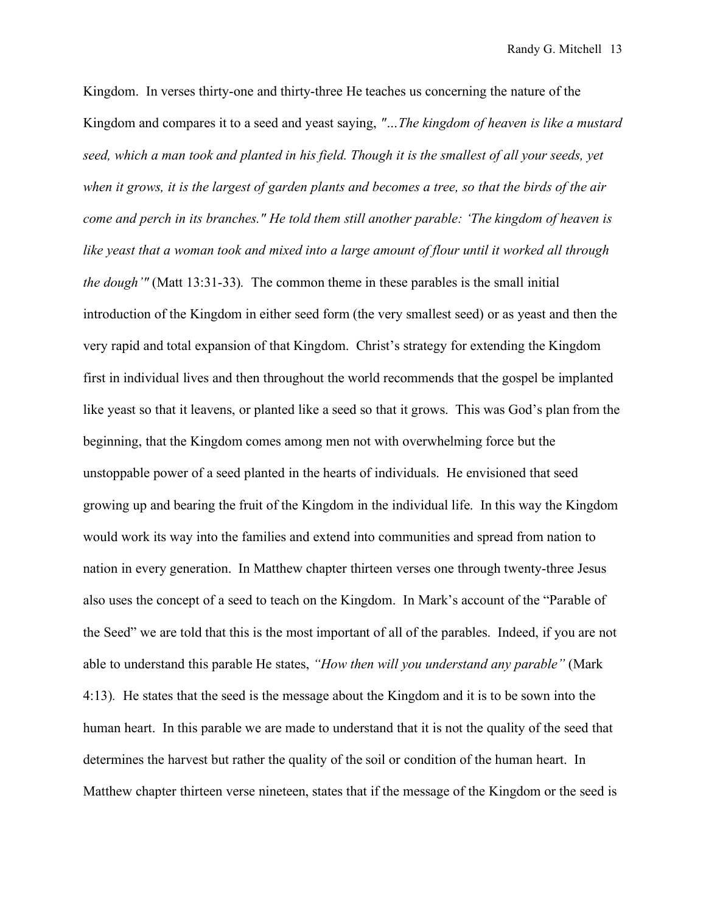Kingdom. In verses thirty-one and thirty-three He teaches us concerning the nature of the Kingdom and compares it to a seed and yeast saying, *"…The kingdom of heaven is like a mustard seed, which a man took and planted in his field. Though it is the smallest of all your seeds, yet when it grows, it is the largest of garden plants and becomes a tree, so that the birds of the air come and perch in its branches." He told them still another parable: 'The kingdom of heaven is like yeast that a woman took and mixed into a large amount of flour until it worked all through the dough'"* (Matt 13:31-33). The common theme in these parables is the small initial introduction of the Kingdom in either seed form (the very smallest seed) or as yeast and then the very rapid and total expansion of that Kingdom. Christ's strategy for extending the Kingdom first in individual lives and then throughout the world recommends that the gospel be implanted like yeast so that it leavens, or planted like a seed so that it grows. This was God's plan from the beginning, that the Kingdom comes among men not with overwhelming force but the unstoppable power of a seed planted in the hearts of individuals. He envisioned that seed growing up and bearing the fruit of the Kingdom in the individual life. In this way the Kingdom would work its way into the families and extend into communities and spread from nation to nation in every generation. In Matthew chapter thirteen verses one through twenty-three Jesus also uses the concept of a seed to teach on the Kingdom. In Mark's account of the "Parable of the Seed" we are told that this is the most important of all of the parables. Indeed, if you are not able to understand this parable He states, *"How then will you understand any parable"* (Mark 4:13). He states that the seed is the message about the Kingdom and it is to be sown into the human heart. In this parable we are made to understand that it is not the quality of the seed that determines the harvest but rather the quality of the soil or condition of the human heart. In Matthew chapter thirteen verse nineteen, states that if the message of the Kingdom or the seed is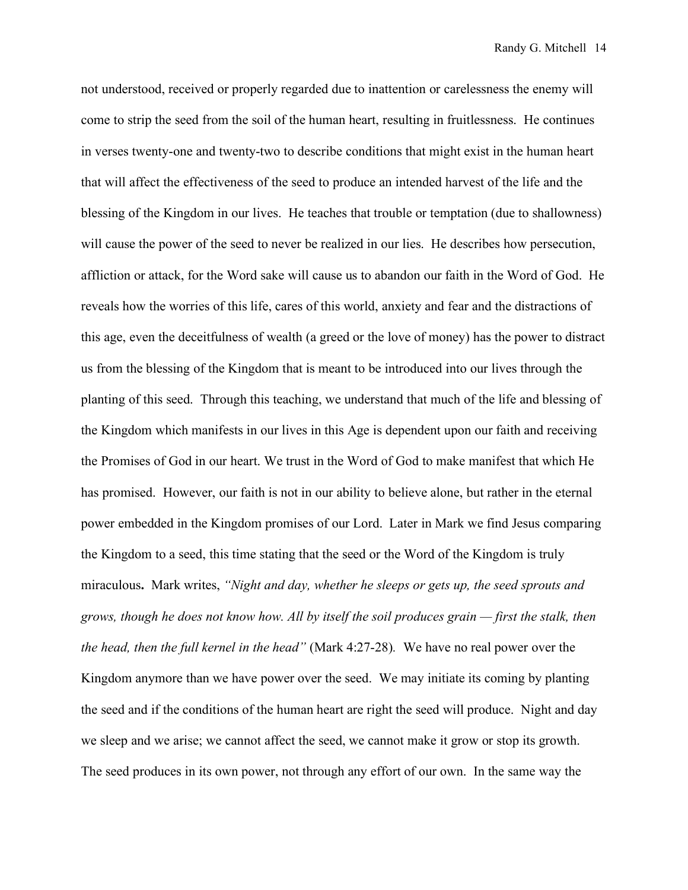not understood, received or properly regarded due to inattention or carelessness the enemy will come to strip the seed from the soil of the human heart, resulting in fruitlessness. He continues in verses twenty-one and twenty-two to describe conditions that might exist in the human heart that will affect the effectiveness of the seed to produce an intended harvest of the life and the blessing of the Kingdom in our lives. He teaches that trouble or temptation (due to shallowness) will cause the power of the seed to never be realized in our lies. He describes how persecution, affliction or attack, for the Word sake will cause us to abandon our faith in the Word of God. He reveals how the worries of this life, cares of this world, anxiety and fear and the distractions of this age, even the deceitfulness of wealth (a greed or the love of money) has the power to distract us from the blessing of the Kingdom that is meant to be introduced into our lives through the planting of this seed. Through this teaching, we understand that much of the life and blessing of the Kingdom which manifests in our lives in this Age is dependent upon our faith and receiving the Promises of God in our heart. We trust in the Word of God to make manifest that which He has promised. However, our faith is not in our ability to believe alone, but rather in the eternal power embedded in the Kingdom promises of our Lord. Later in Mark we find Jesus comparing the Kingdom to a seed, this time stating that the seed or the Word of the Kingdom is truly miraculous**.** Mark writes, *"Night and day, whether he sleeps or gets up, the seed sprouts and grows, though he does not know how. All by itself the soil produces grain — first the stalk, then the head, then the full kernel in the head"* (Mark 4:27-28). We have no real power over the Kingdom anymore than we have power over the seed. We may initiate its coming by planting the seed and if the conditions of the human heart are right the seed will produce. Night and day we sleep and we arise; we cannot affect the seed, we cannot make it grow or stop its growth. The seed produces in its own power, not through any effort of our own. In the same way the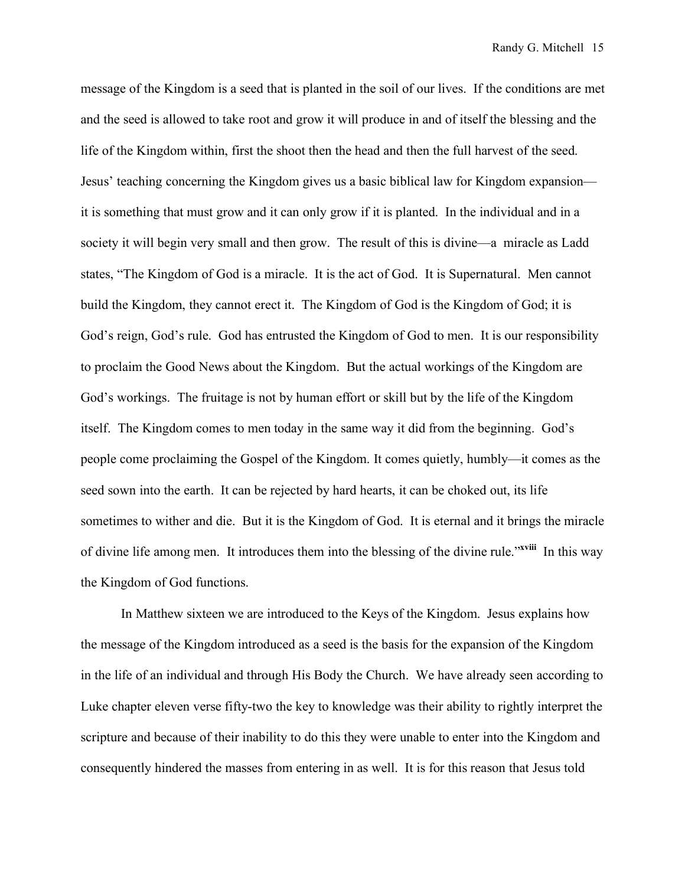message of the Kingdom is a seed that is planted in the soil of our lives. If the conditions are met and the seed is allowed to take root and grow it will produce in and of itself the blessing and the life of the Kingdom within, first the shoot then the head and then the full harvest of the seed. Jesus' teaching concerning the Kingdom gives us a basic biblical law for Kingdom expansion—it is something that must grow and it can only grow if it is planted. In the individual and in a society it will begin very small and then grow. The result of this is divine—a miracle as Ladd states, "The Kingdom of God is a miracle. It is the act of God. It is Supernatural. Men cannot build the Kingdom, they cannot erect it. The Kingdom of God is the Kingdom of God; it is God's reign, God's rule. God has entrusted the Kingdom of God to men. It is our responsibility to proclaim the Good News about the Kingdom. But the actual workings of the Kingdom are God's workings. The fruitage is not by human effort or skill but by the life of the Kingdom itself. The Kingdom comes to men today in the same way it did from the beginning. God's people come proclaiming the Gospel of the Kingdom. It comes quietly, humbly—it comes as the seed sown into the earth. It can be rejected by hard hearts, it can be choked out, its life sometimes to wither and die. But it is the Kingdom of God. It is eternal and it brings the miracle of divine life among men. It introduces them into the blessing of the divine rule."[xviii] In this way the Kingdom of God functions.

In Matthew sixteen we are introduced to the Keys of the Kingdom. Jesus explains how the message of the Kingdom introduced as a seed is the basis for the expansion of the Kingdom in the life of an individual and through His Body the Church. We have already seen according to Luke chapter eleven verse fifty-two the key to knowledge was their ability to rightly interpret the scripture and because of their inability to do this they were unable to enter into the Kingdom and consequently hindered the masses from entering in as well. It is for this reason that Jesus told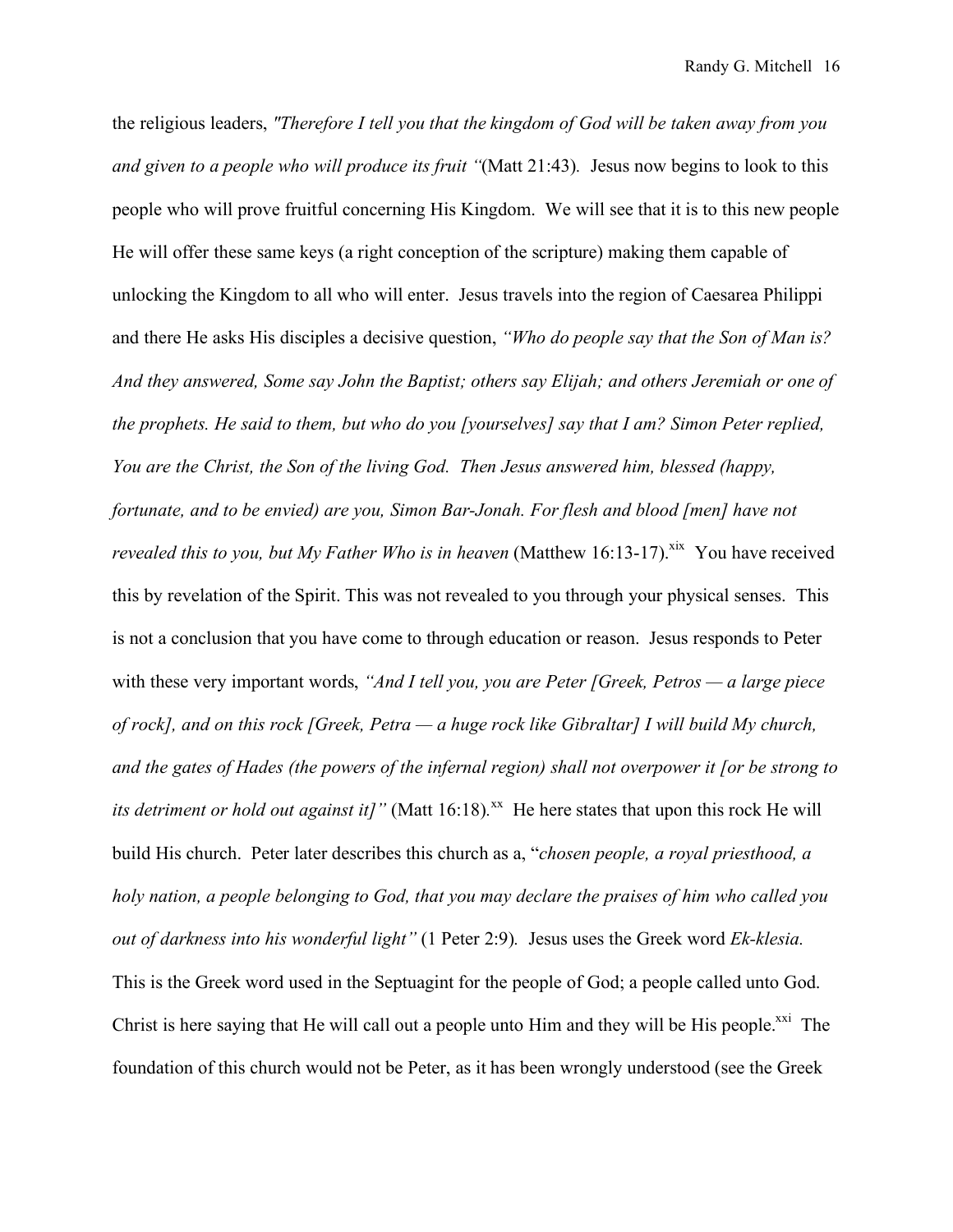the religious leaders, *"Therefore I tell you that the kingdom of God will be taken away from you and given to a people who will produce its fruit "*(Matt 21:43). Jesus now begins to look to this people who will prove fruitful concerning His Kingdom. We will see that it is to this new people He will offer these same keys (a right conception of the scripture) making them capable of unlocking the Kingdom to all who will enter. Jesus travels into the region of Caesarea Philippi and there He asks His disciples a decisive question, *"Who do people say that the Son of Man is? And they answered, Some say John the Baptist; others say Elijah; and others Jeremiah or one of the prophets. He said to them, but who do you [yourselves] say that I am? Simon Peter replied, You are the Christ, the Son of the living God. Then Jesus answered him, blessed (happy, fortunate, and to be envied) are you, Simon Bar-Jonah. For flesh and blood [men] have not revealed this to you, but My Father Who is in heaven* (Matthew 16:13-17).[xix] You have received this by revelation of the Spirit. This was not revealed to you through your physical senses. This is not a conclusion that you have come to through education or reason. Jesus responds to Peter with these very important words, *"And I tell you, you are Peter [Greek, Petros — a large piece of rock], and on this rock [Greek, Petra — a huge rock like Gibraltar] I will build My church, and the gates of Hades (the powers of the infernal region) shall not overpower it [or be strong to its detriment or hold out against it]"* (Matt 16:18).[xx] He here states that upon this rock He will build His church. Peter later describes this church as a, "*chosen people, a royal priesthood, a holy nation, a people belonging to God, that you may declare the praises of him who called you out of darkness into his wonderful light"* (1 Peter 2:9). Jesus uses the Greek word *Ek-klesia.* This is the Greek word used in the Septuagint for the people of God; a people called unto God. Christ is here saying that He will call out a people unto Him and they will be His people.[xxi] The foundation of this church would not be Peter, as it has been wrongly understood (see the Greek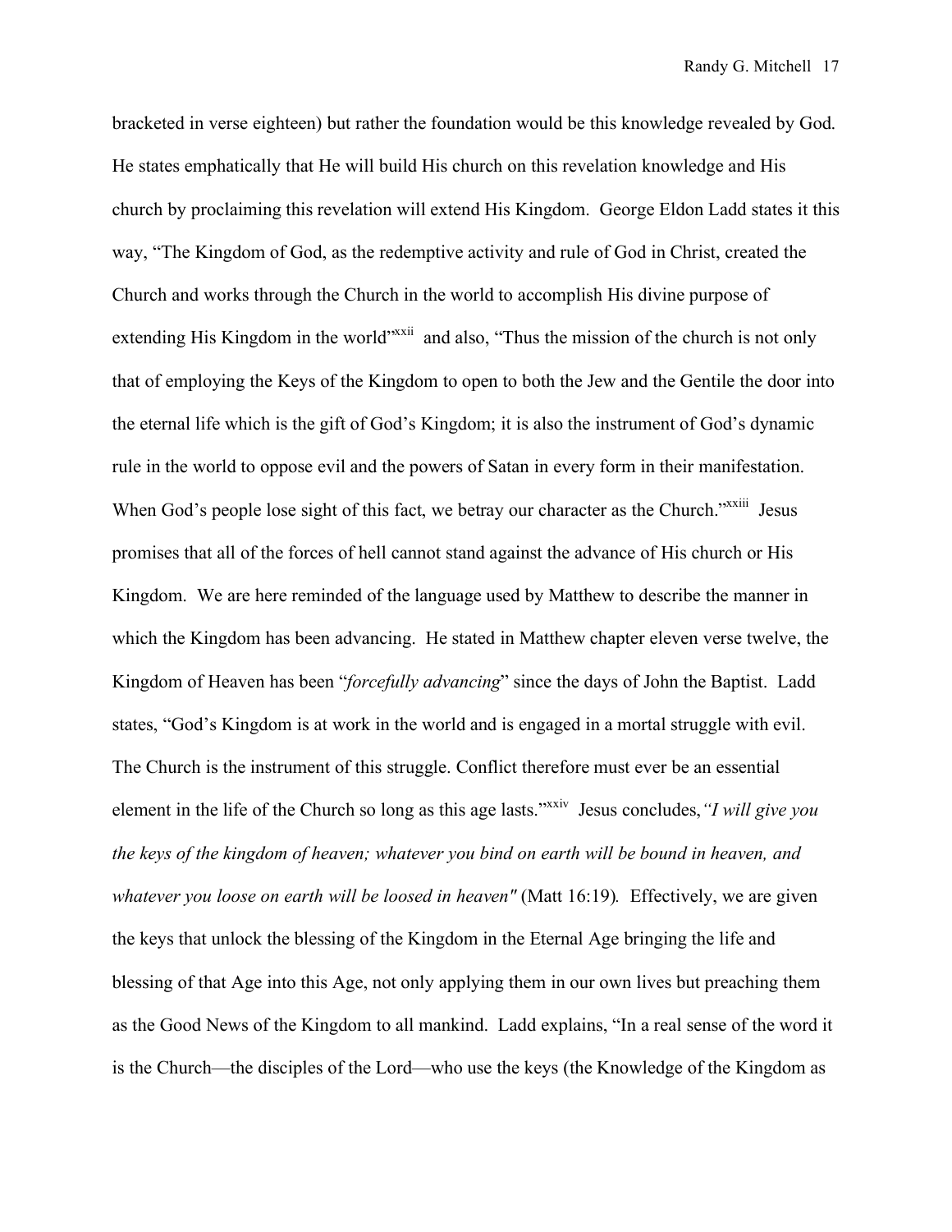bracketed in verse eighteen) but rather the foundation would be this knowledge revealed by God. He states emphatically that He will build His church on this revelation knowledge and His church by proclaiming this revelation will extend His Kingdom. George Eldon Ladd states it this way, "The Kingdom of God, as the redemptive activity and rule of God in Christ, created the Church and works through the Church in the world to accomplish His divine purpose of extending His Kingdom in the world"[xxii] and also, "Thus the mission of the church is not only that of employing the Keys of the Kingdom to open to both the Jew and the Gentile the door into the eternal life which is the gift of God's Kingdom; it is also the instrument of God's dynamic rule in the world to oppose evil and the powers of Satan in every form in their manifestation. When God's people lose sight of this fact, we betray our character as the Church."[xxiii] Jesus promises that all of the forces of hell cannot stand against the advance of His church or His Kingdom. We are here reminded of the language used by Matthew to describe the manner in which the Kingdom has been advancing. He stated in Matthew chapter eleven verse twelve, the Kingdom of Heaven has been "*forcefully advancing*" since the days of John the Baptist. Ladd states, "God's Kingdom is at work in the world and is engaged in a mortal struggle with evil. The Church is the instrument of this struggle. Conflict therefore must ever be an essential element in the life of the Church so long as this age lasts."[xxiv] Jesus concludes, *"I will give you the keys of the kingdom of heaven; whatever you bind on earth will be bound in heaven, and whatever you loose on earth will be loosed in heaven"* (Matt 16:19). Effectively, we are given the keys that unlock the blessing of the Kingdom in the Eternal Age bringing the life and blessing of that Age into this Age, not only applying them in our own lives but preaching them as the Good News of the Kingdom to all mankind. Ladd explains, "In a real sense of the word it is the Church—the disciples of the Lord—who use the keys (the Knowledge of the Kingdom as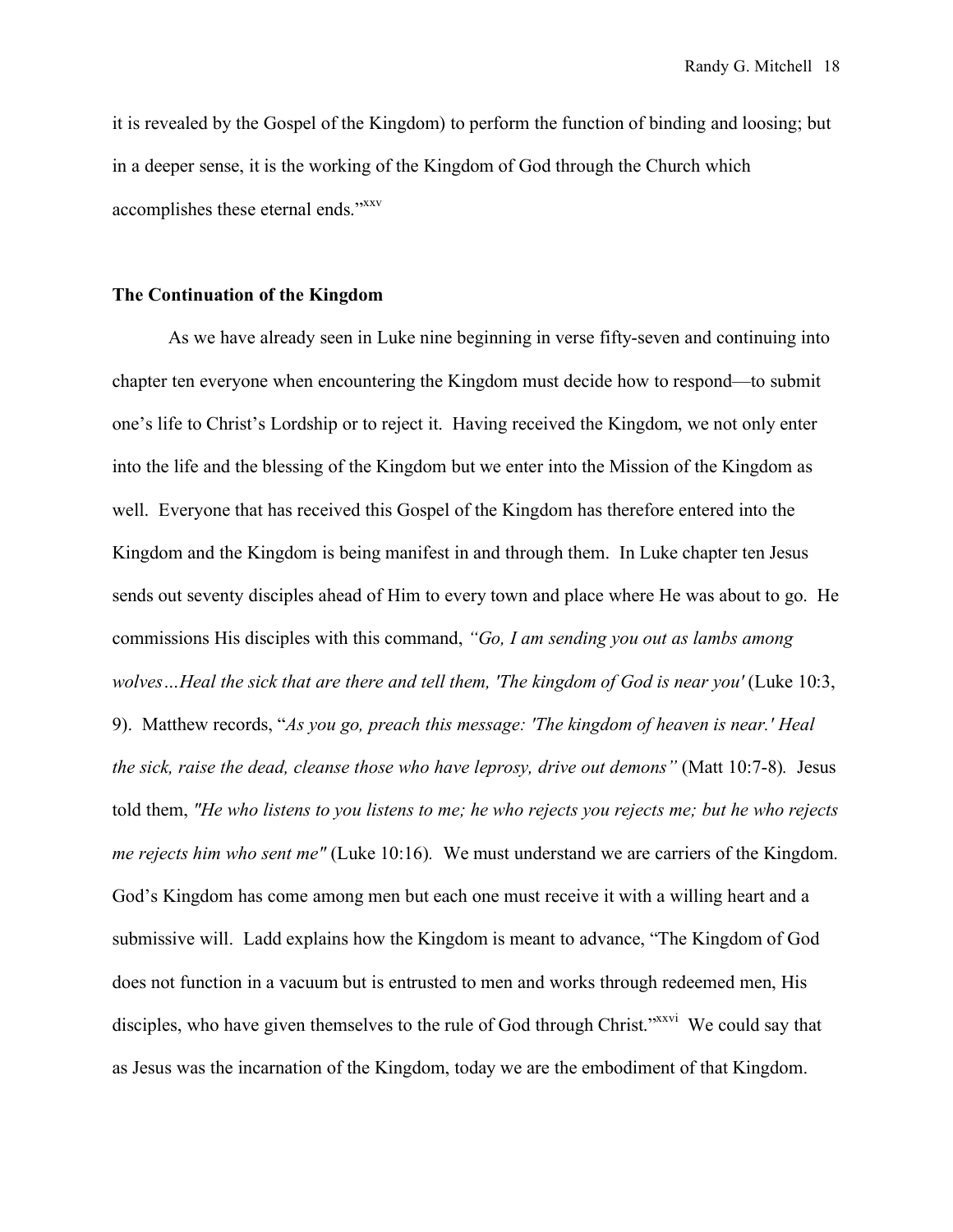it is revealed by the Gospel of the Kingdom) to perform the function of binding and loosing; but in a deeper sense, it is the working of the Kingdom of God through the Church which accomplishes these eternal ends."[xxv]

**The Continuation of the Kingdom**

As we have already seen in Luke nine beginning in verse fifty-seven and continuing into chapter ten everyone when encountering the Kingdom must decide how to respond—to submit one's life to Christ's Lordship or to reject it. Having received the Kingdom, we not only enter into the life and the blessing of the Kingdom but we enter into the Mission of the Kingdom as well. Everyone that has received this Gospel of the Kingdom has therefore entered into the Kingdom and the Kingdom is being manifest in and through them. In Luke chapter ten Jesus sends out seventy disciples ahead of Him to every town and place where He was about to go. He commissions His disciples with this command, *"Go, I am sending you out as lambs among wolves…Heal the sick that are there and tell them, 'The kingdom of God is near you'* (Luke 10:3, 9). Matthew records, "*As you go, preach this message: 'The kingdom of heaven is near.' Heal the sick, raise the dead, cleanse those who have leprosy, drive out demons"* (Matt 10:7-8). Jesus told them, *"He who listens to you listens to me; he who rejects you rejects me; but he who rejects me rejects him who sent me"* (Luke 10:16). We must understand we are carriers of the Kingdom. God's Kingdom has come among men but each one must receive it with a willing heart and a submissive will. Ladd explains how the Kingdom is meant to advance, "The Kingdom of God does not function in a vacuum but is entrusted to men and works through redeemed men, His disciples, who have given themselves to the rule of God through Christ."[xxvi] We could say that as Jesus was the incarnation of the Kingdom, today we are the embodiment of that Kingdom.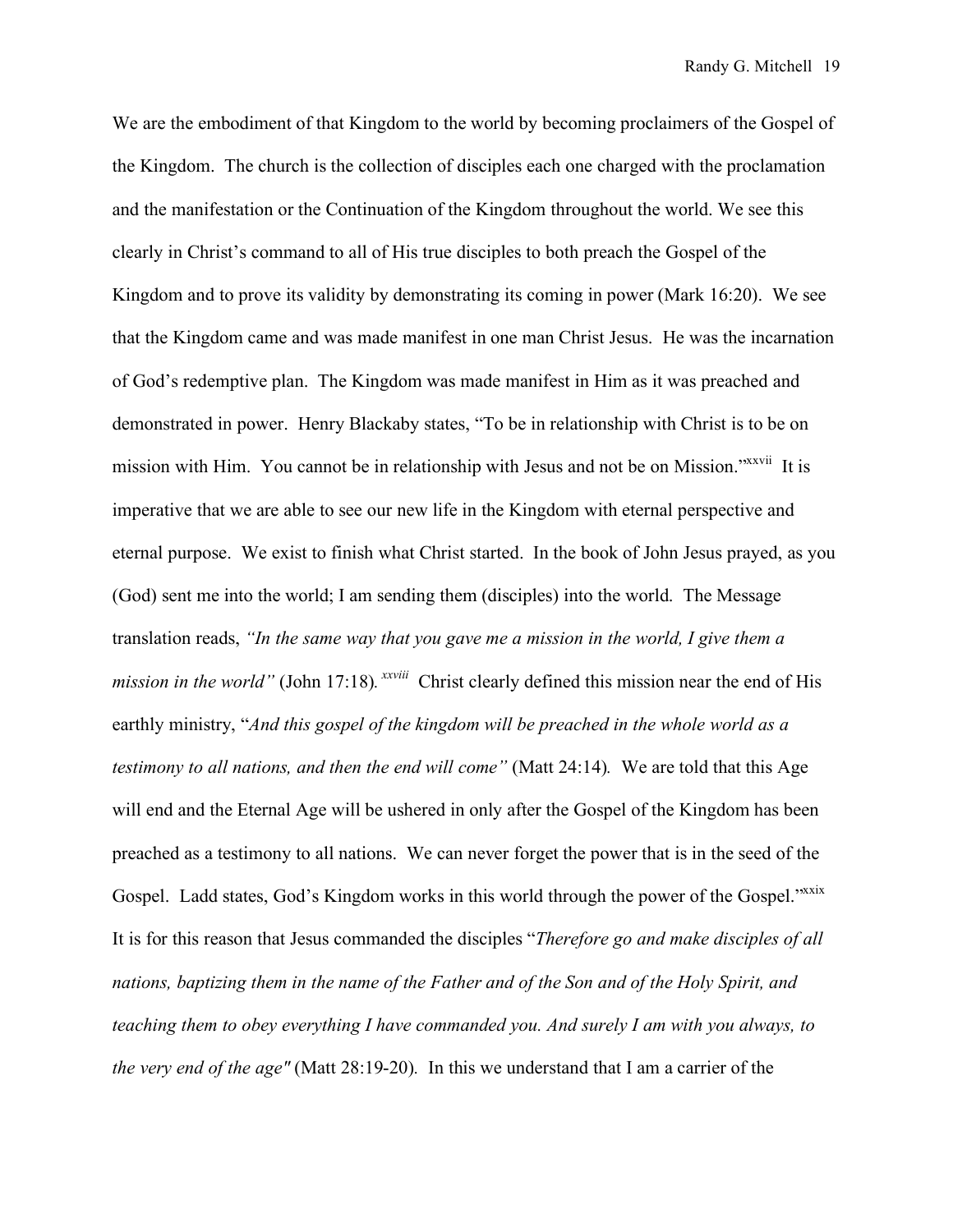We are the embodiment of that Kingdom to the world by becoming proclaimers of the Gospel of the Kingdom. The church is the collection of disciples each one charged with the proclamation and the manifestation or the Continuation of the Kingdom throughout the world. We see this clearly in Christ's command to all of His true disciples to both preach the Gospel of the Kingdom and to prove its validity by demonstrating its coming in power (Mark 16:20). We see that the Kingdom came and was made manifest in one man Christ Jesus. He was the incarnation of God's redemptive plan. The Kingdom was made manifest in Him as it was preached and demonstrated in power. Henry Blackaby states, "To be in relationship with Christ is to be on mission with Him. You cannot be in relationship with Jesus and not be on Mission."[xxvii] It is imperative that we are able to see our new life in the Kingdom with eternal perspective and eternal purpose. We exist to finish what Christ started. In the book of John Jesus prayed, as you (God) sent me into the world; I am sending them (disciples) into the world. The Message translation reads, *"In the same way that you gave me a mission in the world, I give them a mission in the world"* (John 17:18).[xxviii] Christ clearly defined this mission near the end of His earthly ministry, "*And this gospel of the kingdom will be preached in the whole world as a testimony to all nations, and then the end will come"* (Matt 24:14). We are told that this Age will end and the Eternal Age will be ushered in only after the Gospel of the Kingdom has been preached as a testimony to all nations. We can never forget the power that is in the seed of the Gospel. Ladd states, God's Kingdom works in this world through the power of the Gospel."[xxix] It is for this reason that Jesus commanded the disciples "*Therefore go and make disciples of all nations, baptizing them in the name of the Father and of the Son and of the Holy Spirit, and teaching them to obey everything I have commanded you. And surely I am with you always, to the very end of the age"* (Matt 28:19-20). In this we understand that I am a carrier of the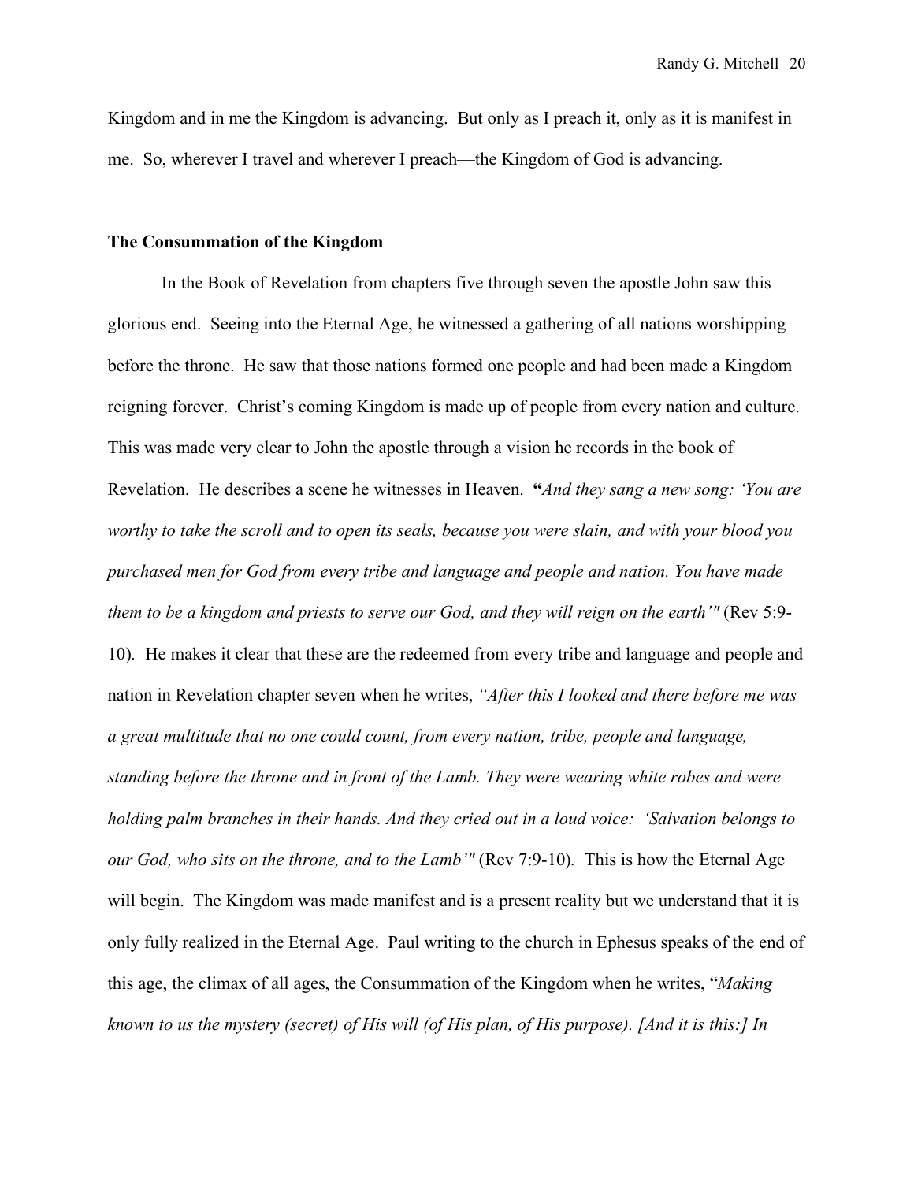Kingdom and in me the Kingdom is advancing. But only as I preach it, only as it is manifest in me. So, wherever I travel and wherever I preach—the Kingdom of God is advancing.

**The Consummation of the Kingdom**

In the Book of Revelation from chapters five through seven the apostle John saw this glorious end. Seeing into the Eternal Age, he witnessed a gathering of all nations worshipping before the throne. He saw that those nations formed one people and had been made a Kingdom reigning forever. Christ's coming Kingdom is made up of people from every nation and culture. This was made very clear to John the apostle through a vision he records in the book of Revelation. He describes a scene he witnesses in Heaven. **"***And they sang a new song: 'You are worthy to take the scroll and to open its seals, because you were slain, and with your blood you purchased men for God from every tribe and language and people and nation. You have made them to be a kingdom and priests to serve our God, and they will reign on the earth'"* (Rev 5:9-10). He makes it clear that these are the redeemed from every tribe and language and people and nation in Revelation chapter seven when he writes, *"After this I looked and there before me was a great multitude that no one could count, from every nation, tribe, people and language, standing before the throne and in front of the Lamb. They were wearing white robes and were holding palm branches in their hands. And they cried out in a loud voice: 'Salvation belongs to our God, who sits on the throne, and to the Lamb'"* (Rev 7:9-10). This is how the Eternal Age will begin. The Kingdom was made manifest and is a present reality but we understand that it is only fully realized in the Eternal Age. Paul writing to the church in Ephesus speaks of the end of this age, the climax of all ages, the Consummation of the Kingdom when he writes, "*Making known to us the mystery (secret) of His will (of His plan, of His purpose). [And it is this:] In*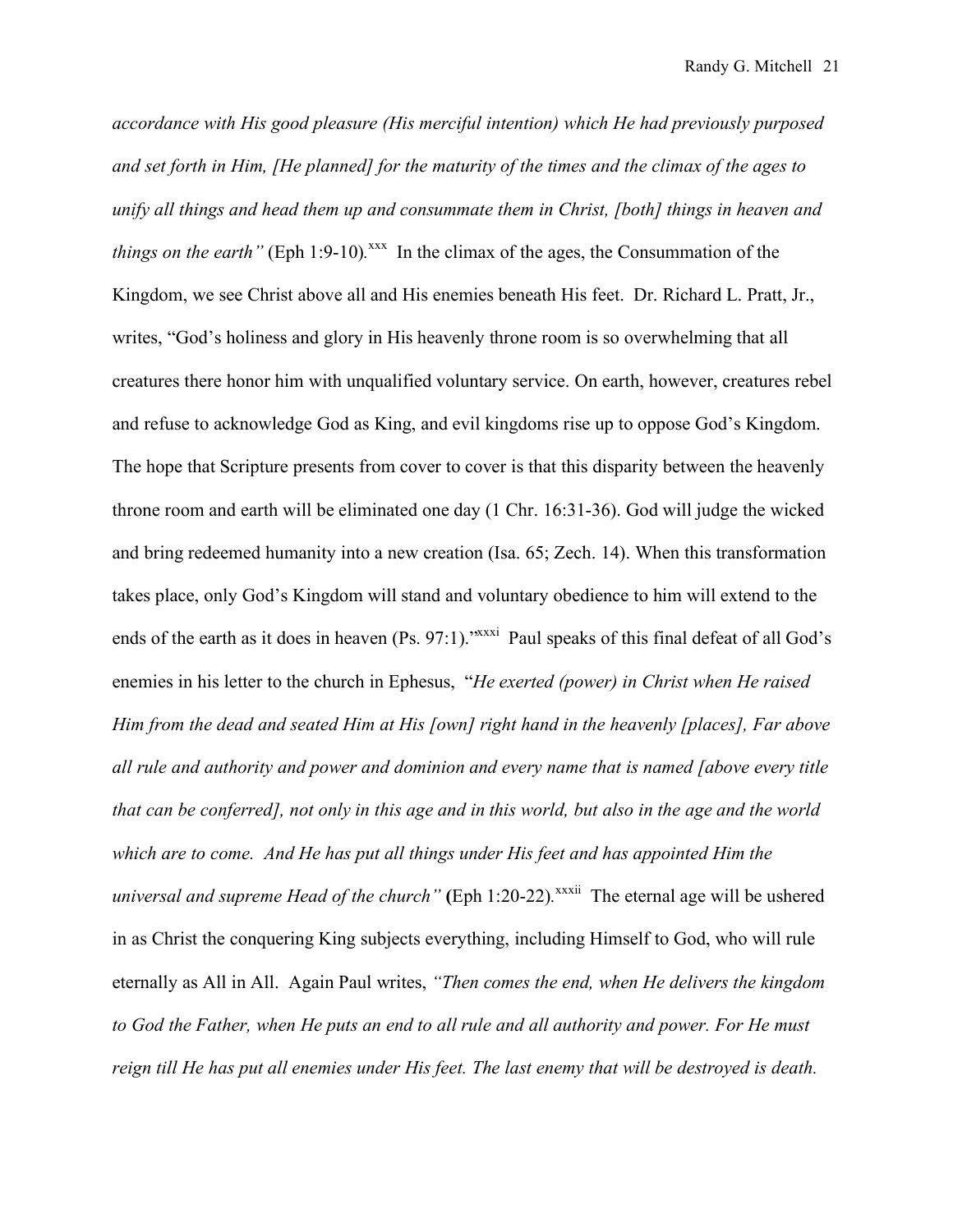*accordance with His good pleasure (His merciful intention) which He had previously purposed and set forth in Him, [He planned] for the maturity of the times and the climax of the ages to unify all things and head them up and consummate them in Christ, [both] things in heaven and things on the earth"* (Eph 1:9-10).[xxx] In the climax of the ages, the Consummation of the Kingdom, we see Christ above all and His enemies beneath His feet. Dr. Richard L. Pratt, Jr., writes, "God's holiness and glory in His heavenly throne room is so overwhelming that all creatures there honor him with unqualified voluntary service. On earth, however, creatures rebel and refuse to acknowledge God as King, and evil kingdoms rise up to oppose God's Kingdom. The hope that Scripture presents from cover to cover is that this disparity between the heavenly throne room and earth will be eliminated one day (1 Chr. 16:31-36). God will judge the wicked and bring redeemed humanity into a new creation (Isa. 65; Zech. 14). When this transformation takes place, only God's Kingdom will stand and voluntary obedience to him will extend to the ends of the earth as it does in heaven (Ps. 97:1)."[xxxi] Paul speaks of this final defeat of all God's enemies in his letter to the church in Ephesus, "*He exerted (power) in Christ when He raised Him from the dead and seated Him at His [own] right hand in the heavenly [places], Far above all rule and authority and power and dominion and every name that is named [above every title that can be conferred], not only in this age and in this world, but also in the age and the world which are to come. And He has put all things under His feet and has appointed Him the universal and supreme Head of the church"* **(**Eph 1:20-22).[xxxii] The eternal age will be ushered in as Christ the conquering King subjects everything, including Himself to God, who will rule eternally as All in All. Again Paul writes, *"Then comes the end, when He delivers the kingdom to God the Father, when He puts an end to all rule and all authority and power. For He must reign till He has put all enemies under His feet. The last enemy that will be destroyed is death.*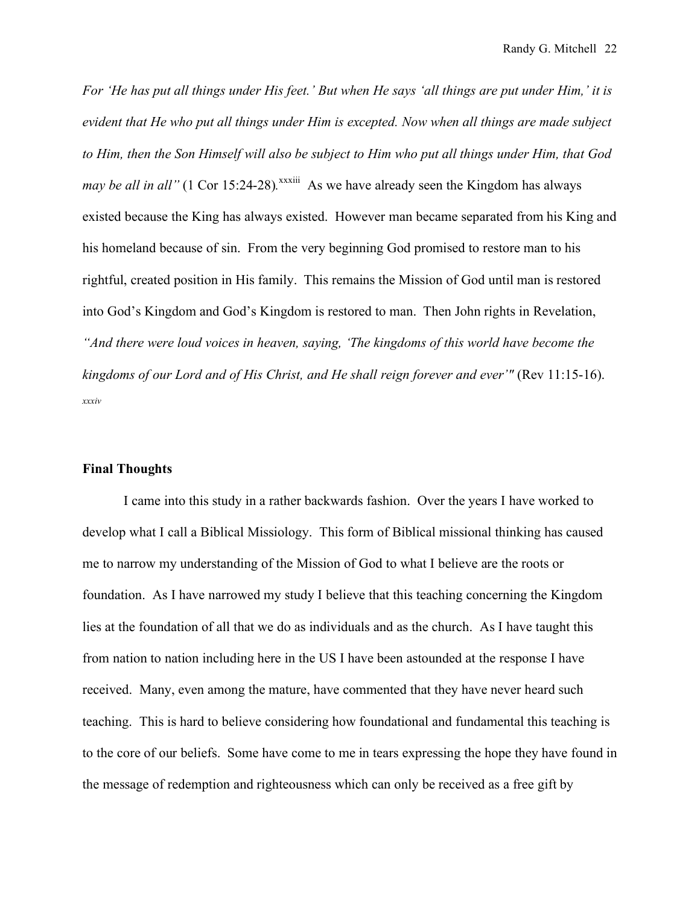*For 'He has put all things under His feet.' But when He says 'all things are put under Him,' it is evident that He who put all things under Him is excepted. Now when all things are made subject to Him, then the Son Himself will also be subject to Him who put all things under Him, that God may be all in all"* (1 Cor 15:24-28).[xxxiii] As we have already seen the Kingdom has always existed because the King has always existed. However man became separated from his King and his homeland because of sin. From the very beginning God promised to restore man to his rightful, created position in His family. This remains the Mission of God until man is restored into God's Kingdom and God's Kingdom is restored to man. Then John rights in Revelation, *"And there were loud voices in heaven, saying, 'The kingdoms of this world have become the kingdoms of our Lord and of His Christ, and He shall reign forever and ever'"* (Rev 11:15-16).[xxxiv]

**Final Thoughts**

I came into this study in a rather backwards fashion. Over the years I have worked to develop what I call a Biblical Missiology. This form of Biblical missional thinking has caused me to narrow my understanding of the Mission of God to what I believe are the roots or foundation. As I have narrowed my study I believe that this teaching concerning the Kingdom lies at the foundation of all that we do as individuals and as the church. As I have taught this from nation to nation including here in the US I have been astounded at the response I have received. Many, even among the mature, have commented that they have never heard such teaching. This is hard to believe considering how foundational and fundamental this teaching is to the core of our beliefs. Some have come to me in tears expressing the hope they have found in the message of redemption and righteousness which can only be received as a free gift by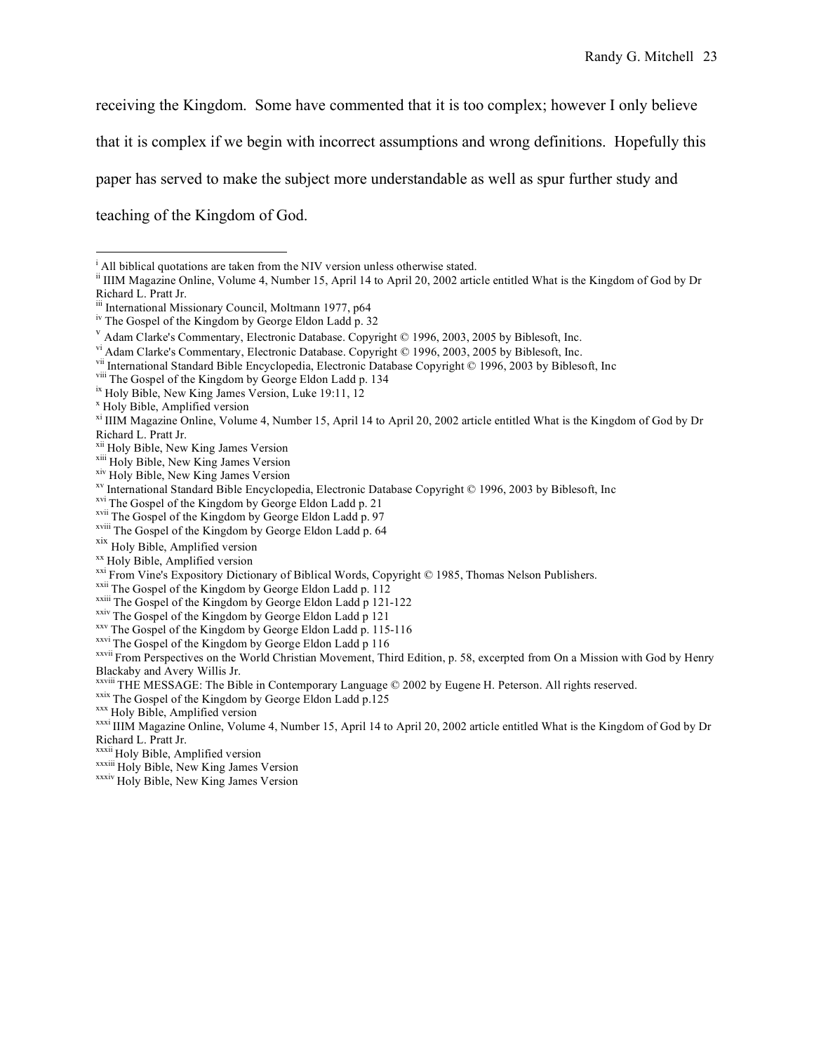receiving the Kingdom. Some have commented that it is too complex; however I only believe that it is complex if we begin with incorrect assumptions and wrong definitions. Hopefully this paper has served to make the subject more understandable as well as spur further study and teaching of the Kingdom of God.

---

[i] All biblical quotations are taken from the NIV version unless otherwise stated.
[ii] IIIM Magazine Online, Volume 4, Number 15, April 14 to April 20, 2002 article entitled What is the Kingdom of God by Dr Richard L. Pratt Jr.
[iii] International Missionary Council, Moltmann 1977, p64
[iv] The Gospel of the Kingdom by George Eldon Ladd p. 32
[v] Adam Clarke's Commentary, Electronic Database. Copyright © 1996, 2003, 2005 by Biblesoft, Inc.
[vi] Adam Clarke's Commentary, Electronic Database. Copyright © 1996, 2003, 2005 by Biblesoft, Inc.
[vii] International Standard Bible Encyclopedia, Electronic Database Copyright © 1996, 2003 by Biblesoft, Inc
[viii] The Gospel of the Kingdom by George Eldon Ladd p. 134
[ix] Holy Bible, New King James Version, Luke 19:11, 12
[x] Holy Bible, Amplified version
[xi] IIIM Magazine Online, Volume 4, Number 15, April 14 to April 20, 2002 article entitled What is the Kingdom of God by Dr Richard L. Pratt Jr.
[xii] Holy Bible, New King James Version
[xiii] Holy Bible, New King James Version
[xiv] Holy Bible, New King James Version
[xv] International Standard Bible Encyclopedia, Electronic Database Copyright © 1996, 2003 by Biblesoft, Inc
[xvi] The Gospel of the Kingdom by George Eldon Ladd p. 21
[xvii] The Gospel of the Kingdom by George Eldon Ladd p. 97
[xviii] The Gospel of the Kingdom by George Eldon Ladd p. 64
[xix] Holy Bible, Amplified version
[xx] Holy Bible, Amplified version
[xxi] From Vine's Expository Dictionary of Biblical Words, Copyright © 1985, Thomas Nelson Publishers.
[xxii] The Gospel of the Kingdom by George Eldon Ladd p. 112
[xxiii] The Gospel of the Kingdom by George Eldon Ladd p 121-122
[xxiv] The Gospel of the Kingdom by George Eldon Ladd p 121
[xxv] The Gospel of the Kingdom by George Eldon Ladd p. 115-116
[xxvi] The Gospel of the Kingdom by George Eldon Ladd p 116
[xxvii] From Perspectives on the World Christian Movement, Third Edition, p. 58, excerpted from On a Mission with God by Henry Blackaby and Avery Willis Jr.
[xxviii] THE MESSAGE: The Bible in Contemporary Language © 2002 by Eugene H. Peterson. All rights reserved.
[xxix] The Gospel of the Kingdom by George Eldon Ladd p.125
[xxx] Holy Bible, Amplified version
[xxxi] IIIM Magazine Online, Volume 4, Number 15, April 14 to April 20, 2002 article entitled What is the Kingdom of God by Dr Richard L. Pratt Jr.
[xxxii] Holy Bible, Amplified version
[xxxiii] Holy Bible, New King James Version
[xxxiv] Holy Bible, New King James Version